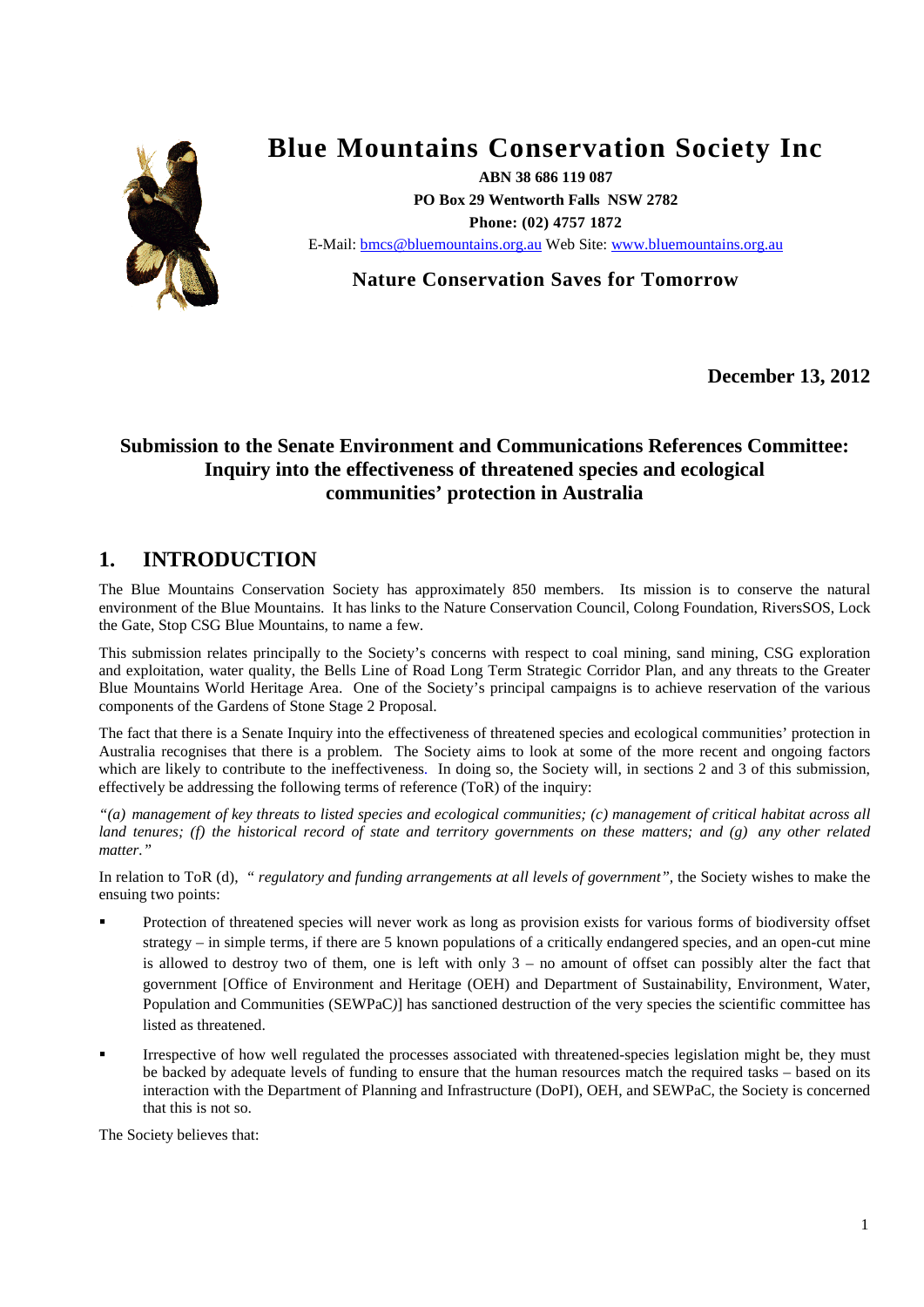# Blue Mountains Conservation Society Inc

**ABN 38 686 119 087**

**PO Box 29 Wentworth Falls NSW 2782**

**Phone: (02) 4757 1872**

E-Mail: bmcs@bluemountains.org.au Web Site: www.bluemountains.org.au

**Nature Conservation Saves for Tomorrow**

**December 13, 2012**

## Submission to the Senate Environment and Communications References Committee: Inquiry into the effectiveness of threatened species and ecological communities' protection in Australia

## 1. INTRODUCTION

The Blue Mountains Conservation Society has approximately 850 members. Its mission is to conserve the natural environment of the Blue Mountains. It has links to the Nature Conservation Council, Colong Foundation, RiversSOS, Lock the Gate, Stop CSG Blue Mountains, to name a few.

This submission relates principally to the Society's concerns with respect to coal mining, sand mining, CSG exploration and exploitation, water quality, the Bells Line of Road Long Term Strategic Corridor Plan, and any threats to the Greater Blue Mountains World Heritage Area. One of the Society's principal campaigns is to achieve reservation of the various components of the Gardens of Stone Stage 2 Proposal.

The fact that there is a Senate Inquiry into the effectiveness of threatened species and ecological communities' protection in Australia recognises that there is a problem. The Society aims to look at some of the more recent and ongoing factors which are likely to contribute to the ineffectiveness. In doing so, the Society will, in sections 2 and 3 of this submission, effectively be addressing the following terms of reference (ToR) of the inquiry:

*"(a) management of key threats to listed species and ecological communities; (c) management of critical habitat across all land tenures; (f) the historical record of state and territory governments on these matters; and (g) any other related matter."*

In relation to ToR (d), *" regulatory and funding arrangements at all levels of government"*, the Society wishes to make the ensuing two points:

- Protection of threatened species will never work as long as provision exists for various forms of biodiversity offset strategy – in simple terms, if there are 5 known populations of a critically endangered species, and an open-cut mine is allowed to destroy two of them, one is left with only 3 – no amount of offset can possibly alter the fact that government [Office of Environment and Heritage (OEH) and Department of Sustainability, Environment, Water, Population and Communities (SEWPaC)] has sanctioned destruction of the very species the scientific committee has listed as threatened.
- Irrespective of how well regulated the processes associated with threatened-species legislation might be, they must be backed by adequate levels of funding to ensure that the human resources match the required tasks – based on its interaction with the Department of Planning and Infrastructure (DoPI), OEH, and SEWPaC, the Society is concerned that this is not so.

The Society believes that: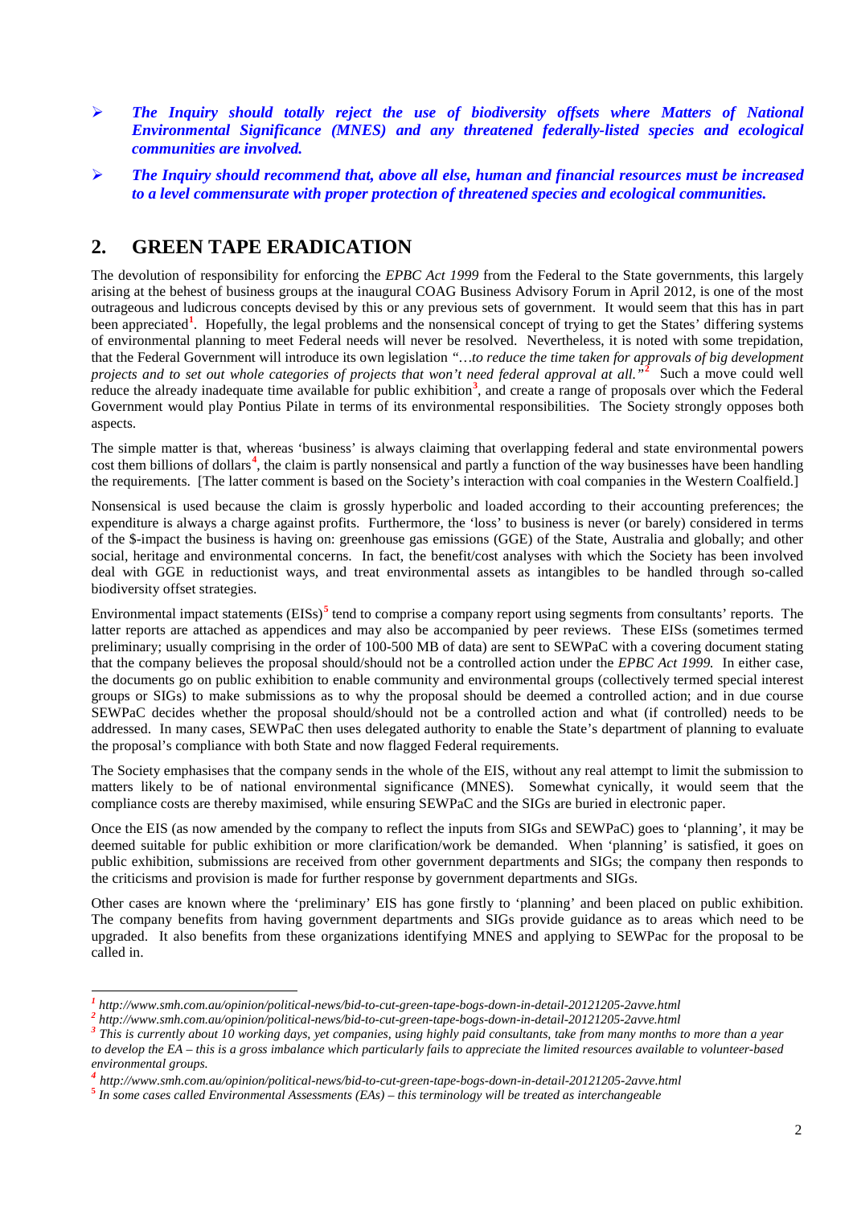- ***The Inquiry should totally reject the use of biodiversity offsets where Matters of National Environmental Significance (MNES) and any threatened federally-listed species and ecological communities are involved.***
- ***The Inquiry should recommend that, above all else, human and financial resources must be increased to a level commensurate with proper protection of threatened species and ecological communities.***

## 2. GREEN TAPE ERADICATION

The devolution of responsibility for enforcing the *EPBC Act 1999* from the Federal to the State governments, this largely arising at the behest of business groups at the inaugural COAG Business Advisory Forum in April 2012, is one of the most outrageous and ludicrous concepts devised by this or any previous sets of government. It would seem that this has in part been appreciated[1]. Hopefully, the legal problems and the nonsensical concept of trying to get the States' differing systems of environmental planning to meet Federal needs will never be resolved. Nevertheless, it is noted with some trepidation, that the Federal Government will introduce its own legislation "*…to reduce the time taken for approvals of big development projects and to set out whole categories of projects that won't need federal approval at all.*"[2] Such a move could well reduce the already inadequate time available for public exhibition[3], and create a range of proposals over which the Federal Government would play Pontius Pilate in terms of its environmental responsibilities. The Society strongly opposes both aspects.

The simple matter is that, whereas 'business' is always claiming that overlapping federal and state environmental powers cost them billions of dollars[4], the claim is partly nonsensical and partly a function of the way businesses have been handling the requirements. [The latter comment is based on the Society's interaction with coal companies in the Western Coalfield.]

Nonsensical is used because the claim is grossly hyperbolic and loaded according to their accounting preferences; the expenditure is always a charge against profits. Furthermore, the 'loss' to business is never (or barely) considered in terms of the $-impact the business is having on: greenhouse gas emissions (GGE) of the State, Australia and globally; and other social, heritage and environmental concerns. In fact, the benefit/cost analyses with which the Society has been involved deal with GGE in reductionist ways, and treat environmental assets as intangibles to be handled through so-called biodiversity offset strategies.

Environmental impact statements (EISs)[5] tend to comprise a company report using segments from consultants' reports. The latter reports are attached as appendices and may also be accompanied by peer reviews. These EISs (sometimes termed preliminary; usually comprising in the order of 100-500 MB of data) are sent to SEWPaC with a covering document stating that the company believes the proposal should/should not be a controlled action under the *EPBC Act 1999.* In either case, the documents go on public exhibition to enable community and environmental groups (collectively termed special interest groups or SIGs) to make submissions as to why the proposal should be deemed a controlled action; and in due course SEWPaC decides whether the proposal should/should not be a controlled action and what (if controlled) needs to be addressed. In many cases, SEWPaC then uses delegated authority to enable the State's department of planning to evaluate the proposal's compliance with both State and now flagged Federal requirements.

The Society emphasises that the company sends in the whole of the EIS, without any real attempt to limit the submission to matters likely to be of national environmental significance (MNES). Somewhat cynically, it would seem that the compliance costs are thereby maximised, while ensuring SEWPaC and the SIGs are buried in electronic paper.

Once the EIS (as now amended by the company to reflect the inputs from SIGs and SEWPaC) goes to 'planning', it may be deemed suitable for public exhibition or more clarification/work be demanded. When 'planning' is satisfied, it goes on public exhibition, submissions are received from other government departments and SIGs; the company then responds to the criticisms and provision is made for further response by government departments and SIGs.

Other cases are known where the 'preliminary' EIS has gone firstly to 'planning' and been placed on public exhibition. The company benefits from having government departments and SIGs provide guidance as to areas which need to be upgraded. It also benefits from these organizations identifying MNES and applying to SEWPac for the proposal to be called in.

---

[1] *http://www.smh.com.au/opinion/political-news/bid-to-cut-green-tape-bogs-down-in-detail-20121205-2avve.html*

[2] *http://www.smh.com.au/opinion/political-news/bid-to-cut-green-tape-bogs-down-in-detail-20121205-2avve.html*

[3] *This is currently about 10 working days, yet companies, using highly paid consultants, take from many months to more than a year to develop the EA – this is a gross imbalance which particularly fails to appreciate the limited resources available to volunteer-based environmental groups.*

[4] *http://www.smh.com.au/opinion/political-news/bid-to-cut-green-tape-bogs-down-in-detail-20121205-2avve.html*

[5] *In some cases called Environmental Assessments (EAs) – this terminology will be treated as interchangeable*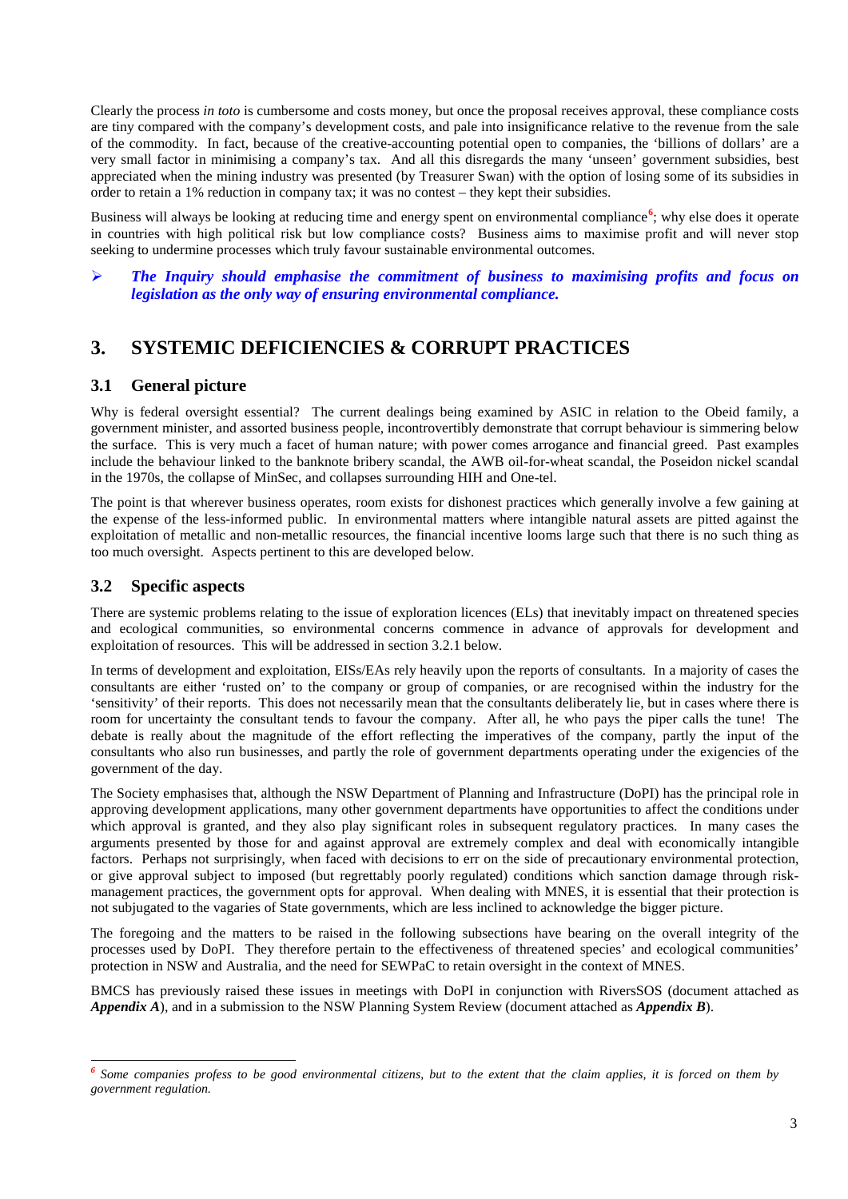Clearly the process *in toto* is cumbersome and costs money, but once the proposal receives approval, these compliance costs are tiny compared with the company's development costs, and pale into insignificance relative to the revenue from the sale of the commodity. In fact, because of the creative-accounting potential open to companies, the 'billions of dollars' are a very small factor in minimising a company's tax. And all this disregards the many 'unseen' government subsidies, best appreciated when the mining industry was presented (by Treasurer Swan) with the option of losing some of its subsidies in order to retain a 1% reduction in company tax; it was no contest – they kept their subsidies.

Business will always be looking at reducing time and energy spent on environmental compliance[6]; why else does it operate in countries with high political risk but low compliance costs? Business aims to maximise profit and will never stop seeking to undermine processes which truly favour sustainable environmental outcomes.

- ***The Inquiry should emphasise the commitment of business to maximising profits and focus on legislation as the only way of ensuring environmental compliance.***

## 3. SYSTEMIC DEFICIENCIES & CORRUPT PRACTICES

### 3.1 General picture

Why is federal oversight essential? The current dealings being examined by ASIC in relation to the Obeid family, a government minister, and assorted business people, incontrovertibly demonstrate that corrupt behaviour is simmering below the surface. This is very much a facet of human nature; with power comes arrogance and financial greed. Past examples include the behaviour linked to the banknote bribery scandal, the AWB oil-for-wheat scandal, the Poseidon nickel scandal in the 1970s, the collapse of MinSec, and collapses surrounding HIH and One-tel.

The point is that wherever business operates, room exists for dishonest practices which generally involve a few gaining at the expense of the less-informed public. In environmental matters where intangible natural assets are pitted against the exploitation of metallic and non-metallic resources, the financial incentive looms large such that there is no such thing as too much oversight. Aspects pertinent to this are developed below.

### 3.2 Specific aspects

There are systemic problems relating to the issue of exploration licences (ELs) that inevitably impact on threatened species and ecological communities, so environmental concerns commence in advance of approvals for development and exploitation of resources. This will be addressed in section 3.2.1 below.

In terms of development and exploitation, EISs/EAs rely heavily upon the reports of consultants. In a majority of cases the consultants are either 'rusted on' to the company or group of companies, or are recognised within the industry for the 'sensitivity' of their reports. This does not necessarily mean that the consultants deliberately lie, but in cases where there is room for uncertainty the consultant tends to favour the company. After all, he who pays the piper calls the tune! The debate is really about the magnitude of the effort reflecting the imperatives of the company, partly the input of the consultants who also run businesses, and partly the role of government departments operating under the exigencies of the government of the day.

The Society emphasises that, although the NSW Department of Planning and Infrastructure (DoPI) has the principal role in approving development applications, many other government departments have opportunities to affect the conditions under which approval is granted, and they also play significant roles in subsequent regulatory practices. In many cases the arguments presented by those for and against approval are extremely complex and deal with economically intangible factors. Perhaps not surprisingly, when faced with decisions to err on the side of precautionary environmental protection, or give approval subject to imposed (but regrettably poorly regulated) conditions which sanction damage through risk-management practices, the government opts for approval. When dealing with MNES, it is essential that their protection is not subjugated to the vagaries of State governments, which are less inclined to acknowledge the bigger picture.

The foregoing and the matters to be raised in the following subsections have bearing on the overall integrity of the processes used by DoPI. They therefore pertain to the effectiveness of threatened species' and ecological communities' protection in NSW and Australia, and the need for SEWPaC to retain oversight in the context of MNES.

BMCS has previously raised these issues in meetings with DoPI in conjunction with RiversSOS (document attached as ***Appendix A***), and in a submission to the NSW Planning System Review (document attached as ***Appendix B***).

---

[6] *Some companies profess to be good environmental citizens, but to the extent that the claim applies, it is forced on them by government regulation.*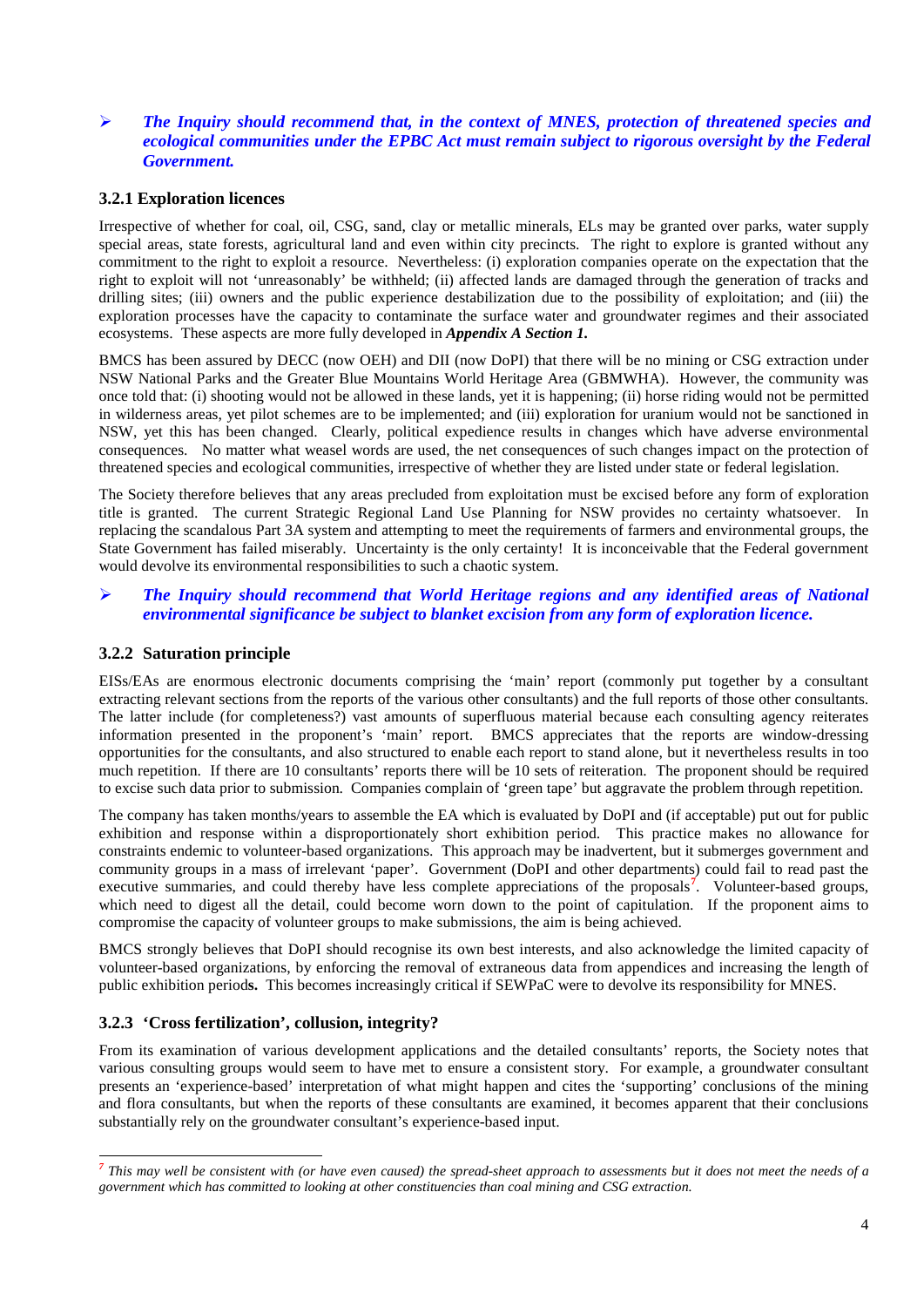- ***The Inquiry should recommend that, in the context of MNES, protection of threatened species and ecological communities under the EPBC Act must remain subject to rigorous oversight by the Federal Government.***

### 3.2.1 Exploration licences

Irrespective of whether for coal, oil, CSG, sand, clay or metallic minerals, ELs may be granted over parks, water supply special areas, state forests, agricultural land and even within city precincts. The right to explore is granted without any commitment to the right to exploit a resource. Nevertheless: (i) exploration companies operate on the expectation that the right to exploit will not 'unreasonably' be withheld; (ii) affected lands are damaged through the generation of tracks and drilling sites; (iii) owners and the public experience destabilization due to the possibility of exploitation; and (iii) the exploration processes have the capacity to contaminate the surface water and groundwater regimes and their associated ecosystems. These aspects are more fully developed in ***Appendix A Section 1.***

BMCS has been assured by DECC (now OEH) and DII (now DoPI) that there will be no mining or CSG extraction under NSW National Parks and the Greater Blue Mountains World Heritage Area (GBMWHA). However, the community was once told that: (i) shooting would not be allowed in these lands, yet it is happening; (ii) horse riding would not be permitted in wilderness areas, yet pilot schemes are to be implemented; and (iii) exploration for uranium would not be sanctioned in NSW, yet this has been changed. Clearly, political expedience results in changes which have adverse environmental consequences. No matter what weasel words are used, the net consequences of such changes impact on the protection of threatened species and ecological communities, irrespective of whether they are listed under state or federal legislation.

The Society therefore believes that any areas precluded from exploitation must be excised before any form of exploration title is granted. The current Strategic Regional Land Use Planning for NSW provides no certainty whatsoever. In replacing the scandalous Part 3A system and attempting to meet the requirements of farmers and environmental groups, the State Government has failed miserably. Uncertainty is the only certainty! It is inconceivable that the Federal government would devolve its environmental responsibilities to such a chaotic system.

- ***The Inquiry should recommend that World Heritage regions and any identified areas of National environmental significance be subject to blanket excision from any form of exploration licence.***

### 3.2.2 Saturation principle

EISs/EAs are enormous electronic documents comprising the 'main' report (commonly put together by a consultant extracting relevant sections from the reports of the various other consultants) and the full reports of those other consultants. The latter include (for completeness?) vast amounts of superfluous material because each consulting agency reiterates information presented in the proponent's 'main' report. BMCS appreciates that the reports are window-dressing opportunities for the consultants, and also structured to enable each report to stand alone, but it nevertheless results in too much repetition. If there are 10 consultants' reports there will be 10 sets of reiteration. The proponent should be required to excise such data prior to submission. Companies complain of 'green tape' but aggravate the problem through repetition.

The company has taken months/years to assemble the EA which is evaluated by DoPI and (if acceptable) put out for public exhibition and response within a disproportionately short exhibition period. This practice makes no allowance for constraints endemic to volunteer-based organizations. This approach may be inadvertent, but it submerges government and community groups in a mass of irrelevant 'paper'. Government (DoPI and other departments) could fail to read past the executive summaries, and could thereby have less complete appreciations of the proposals[7]. Volunteer-based groups, which need to digest all the detail, could become worn down to the point of capitulation. If the proponent aims to compromise the capacity of volunteer groups to make submissions, the aim is being achieved.

BMCS strongly believes that DoPI should recognise its own best interests, and also acknowledge the limited capacity of volunteer-based organizations, by enforcing the removal of extraneous data from appendices and increasing the length of public exhibition period**s.** This becomes increasingly critical if SEWPaC were to devolve its responsibility for MNES.

### 3.2.3 'Cross fertilization', collusion, integrity?

From its examination of various development applications and the detailed consultants' reports, the Society notes that various consulting groups would seem to have met to ensure a consistent story. For example, a groundwater consultant presents an 'experience-based' interpretation of what might happen and cites the 'supporting' conclusions of the mining and flora consultants, but when the reports of these consultants are examined, it becomes apparent that their conclusions substantially rely on the groundwater consultant's experience-based input.

---

[7] *This may well be consistent with (or have even caused) the spread-sheet approach to assessments but it does not meet the needs of a government which has committed to looking at other constituencies than coal mining and CSG extraction.*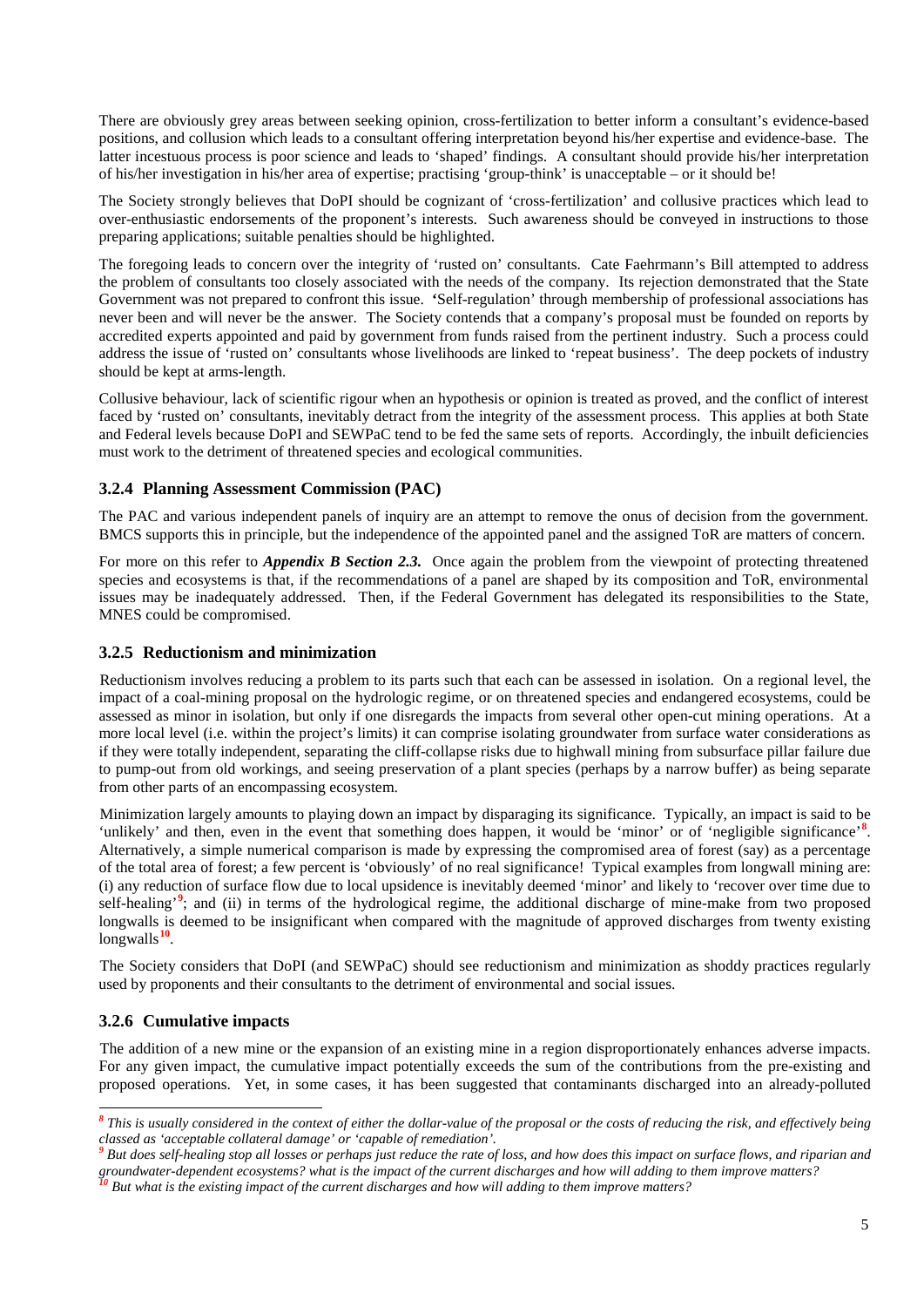There are obviously grey areas between seeking opinion, cross-fertilization to better inform a consultant's evidence-based positions, and collusion which leads to a consultant offering interpretation beyond his/her expertise and evidence-base. The latter incestuous process is poor science and leads to 'shaped' findings. A consultant should provide his/her interpretation of his/her investigation in his/her area of expertise; practising 'group-think' is unacceptable – or it should be!

The Society strongly believes that DoPI should be cognizant of 'cross-fertilization' and collusive practices which lead to over-enthusiastic endorsements of the proponent's interests. Such awareness should be conveyed in instructions to those preparing applications; suitable penalties should be highlighted.

The foregoing leads to concern over the integrity of 'rusted on' consultants. Cate Faehrmann's Bill attempted to address the problem of consultants too closely associated with the needs of the company. Its rejection demonstrated that the State Government was not prepared to confront this issue. **'**Self-regulation' through membership of professional associations has never been and will never be the answer. The Society contends that a company's proposal must be founded on reports by accredited experts appointed and paid by government from funds raised from the pertinent industry. Such a process could address the issue of 'rusted on' consultants whose livelihoods are linked to 'repeat business'. The deep pockets of industry should be kept at arms-length.

Collusive behaviour, lack of scientific rigour when an hypothesis or opinion is treated as proved, and the conflict of interest faced by 'rusted on' consultants, inevitably detract from the integrity of the assessment process. This applies at both State and Federal levels because DoPI and SEWPaC tend to be fed the same sets of reports. Accordingly, the inbuilt deficiencies must work to the detriment of threatened species and ecological communities.

### 3.2.4 Planning Assessment Commission (PAC)

The PAC and various independent panels of inquiry are an attempt to remove the onus of decision from the government. BMCS supports this in principle, but the independence of the appointed panel and the assigned ToR are matters of concern.

For more on this refer to ***Appendix B Section 2.3.*** Once again the problem from the viewpoint of protecting threatened species and ecosystems is that, if the recommendations of a panel are shaped by its composition and ToR, environmental issues may be inadequately addressed. Then, if the Federal Government has delegated its responsibilities to the State, MNES could be compromised.

### 3.2.5 Reductionism and minimization

Reductionism involves reducing a problem to its parts such that each can be assessed in isolation. On a regional level, the impact of a coal-mining proposal on the hydrologic regime, or on threatened species and endangered ecosystems, could be assessed as minor in isolation, but only if one disregards the impacts from several other open-cut mining operations. At a more local level (i.e. within the project's limits) it can comprise isolating groundwater from surface water considerations as if they were totally independent, separating the cliff-collapse risks due to highwall mining from subsurface pillar failure due to pump-out from old workings, and seeing preservation of a plant species (perhaps by a narrow buffer) as being separate from other parts of an encompassing ecosystem.

Minimization largely amounts to playing down an impact by disparaging its significance. Typically, an impact is said to be 'unlikely' and then, even in the event that something does happen, it would be 'minor' or of 'negligible significance'[8]. Alternatively, a simple numerical comparison is made by expressing the compromised area of forest (say) as a percentage of the total area of forest; a few percent is 'obviously' of no real significance! Typical examples from longwall mining are: (i) any reduction of surface flow due to local upsidence is inevitably deemed 'minor' and likely to 'recover over time due to self-healing'[9]; and (ii) in terms of the hydrological regime, the additional discharge of mine-make from two proposed longwalls is deemed to be insignificant when compared with the magnitude of approved discharges from twenty existing longwalls[10].

The Society considers that DoPI (and SEWPaC) should see reductionism and minimization as shoddy practices regularly used by proponents and their consultants to the detriment of environmental and social issues.

### 3.2.6 Cumulative impacts

The addition of a new mine or the expansion of an existing mine in a region disproportionately enhances adverse impacts. For any given impact, the cumulative impact potentially exceeds the sum of the contributions from the pre-existing and proposed operations. Yet, in some cases, it has been suggested that contaminants discharged into an already-polluted

---

[8] *This is usually considered in the context of either the dollar-value of the proposal or the costs of reducing the risk, and effectively being classed as 'acceptable collateral damage' or 'capable of remediation'.*

[9] *But does self-healing stop all losses or perhaps just reduce the rate of loss, and how does this impact on surface flows, and riparian and groundwater-dependent ecosystems? what is the impact of the current discharges and how will adding to them improve matters?*

[10] *But what is the existing impact of the current discharges and how will adding to them improve matters?*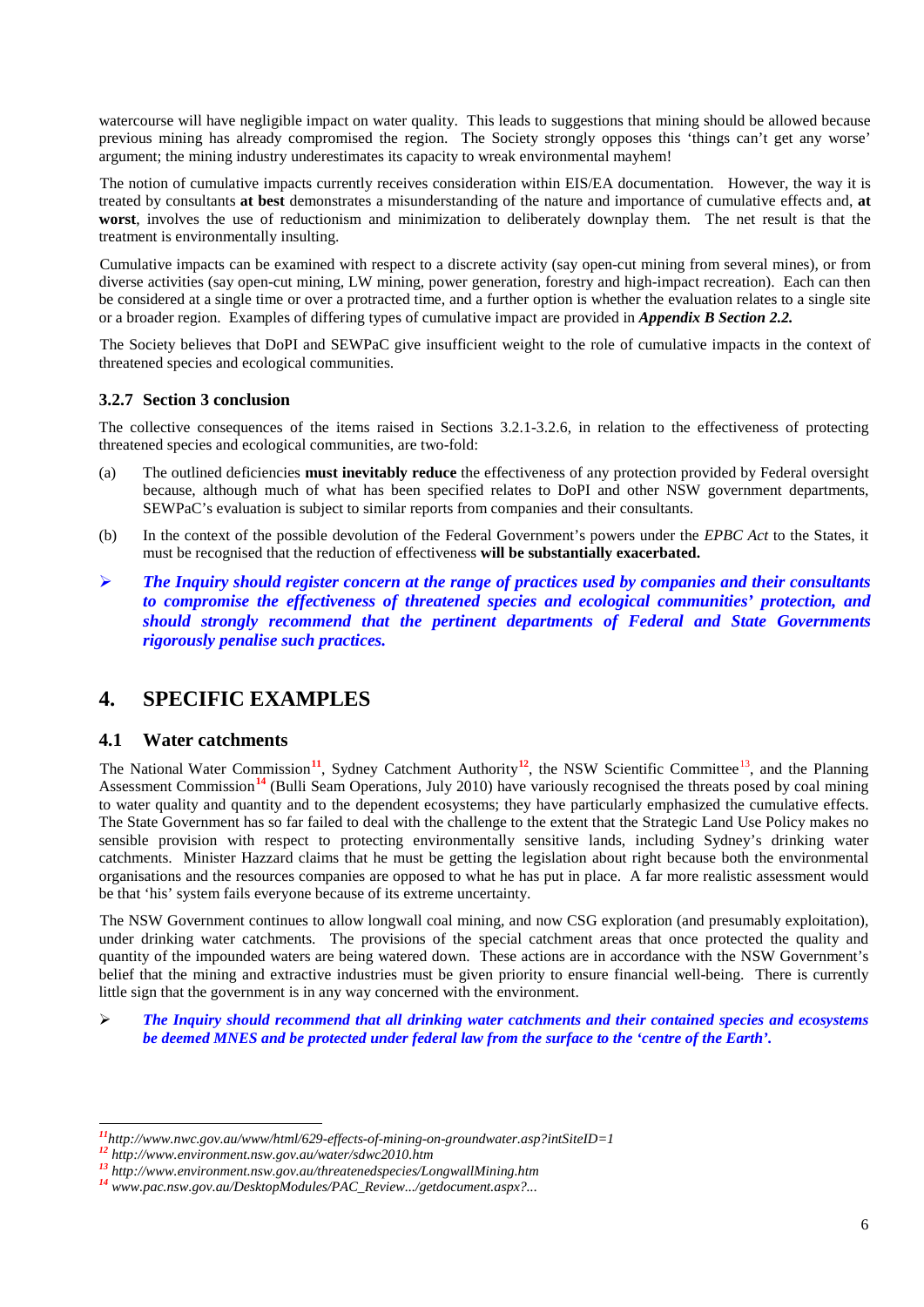watercourse will have negligible impact on water quality. This leads to suggestions that mining should be allowed because previous mining has already compromised the region. The Society strongly opposes this 'things can't get any worse' argument; the mining industry underestimates its capacity to wreak environmental mayhem!

The notion of cumulative impacts currently receives consideration within EIS/EA documentation. However, the way it is treated by consultants **at best** demonstrates a misunderstanding of the nature and importance of cumulative effects and, **at worst**, involves the use of reductionism and minimization to deliberately downplay them. The net result is that the treatment is environmentally insulting.

Cumulative impacts can be examined with respect to a discrete activity (say open-cut mining from several mines), or from diverse activities (say open-cut mining, LW mining, power generation, forestry and high-impact recreation). Each can then be considered at a single time or over a protracted time, and a further option is whether the evaluation relates to a single site or a broader region. Examples of differing types of cumulative impact are provided in ***Appendix B Section 2.2.***

The Society believes that DoPI and SEWPaC give insufficient weight to the role of cumulative impacts in the context of threatened species and ecological communities.

### 3.2.7 Section 3 conclusion

The collective consequences of the items raised in Sections 3.2.1-3.2.6, in relation to the effectiveness of protecting threatened species and ecological communities, are two-fold:

(a) The outlined deficiencies **must inevitably reduce** the effectiveness of any protection provided by Federal oversight because, although much of what has been specified relates to DoPI and other NSW government departments, SEWPaC's evaluation is subject to similar reports from companies and their consultants.

(b) In the context of the possible devolution of the Federal Government's powers under the *EPBC Act* to the States, it must be recognised that the reduction of effectiveness **will be substantially exacerbated.**

- ***The Inquiry should register concern at the range of practices used by companies and their consultants to compromise the effectiveness of threatened species and ecological communities' protection, and should strongly recommend that the pertinent departments of Federal and State Governments rigorously penalise such practices.***

## 4. SPECIFIC EXAMPLES

### 4.1 Water catchments

The National Water Commission[11], Sydney Catchment Authority[12], the NSW Scientific Committee[13], and the Planning Assessment Commission[14] (Bulli Seam Operations, July 2010) have variously recognised the threats posed by coal mining to water quality and quantity and to the dependent ecosystems; they have particularly emphasized the cumulative effects. The State Government has so far failed to deal with the challenge to the extent that the Strategic Land Use Policy makes no sensible provision with respect to protecting environmentally sensitive lands, including Sydney's drinking water catchments. Minister Hazzard claims that he must be getting the legislation about right because both the environmental organisations and the resources companies are opposed to what he has put in place. A far more realistic assessment would be that 'his' system fails everyone because of its extreme uncertainty.

The NSW Government continues to allow longwall coal mining, and now CSG exploration (and presumably exploitation), under drinking water catchments. The provisions of the special catchment areas that once protected the quality and quantity of the impounded waters are being watered down. These actions are in accordance with the NSW Government's belief that the mining and extractive industries must be given priority to ensure financial well-being. There is currently little sign that the government is in any way concerned with the environment.

- ***The Inquiry should recommend that all drinking water catchments and their contained species and ecosystems be deemed MNES and be protected under federal law from the surface to the 'centre of the Earth'.***

---

[11] *http://www.nwc.gov.au/www/html/629-effects-of-mining-on-groundwater.asp?intSiteID=1*
[12] *http://www.environment.nsw.gov.au/water/sdwc2010.htm*
[13] *http://www.environment.nsw.gov.au/threatenedspecies/LongwallMining.htm*
[14] *www.pac.nsw.gov.au/DesktopModules/PAC_Review.../getdocument.aspx?...*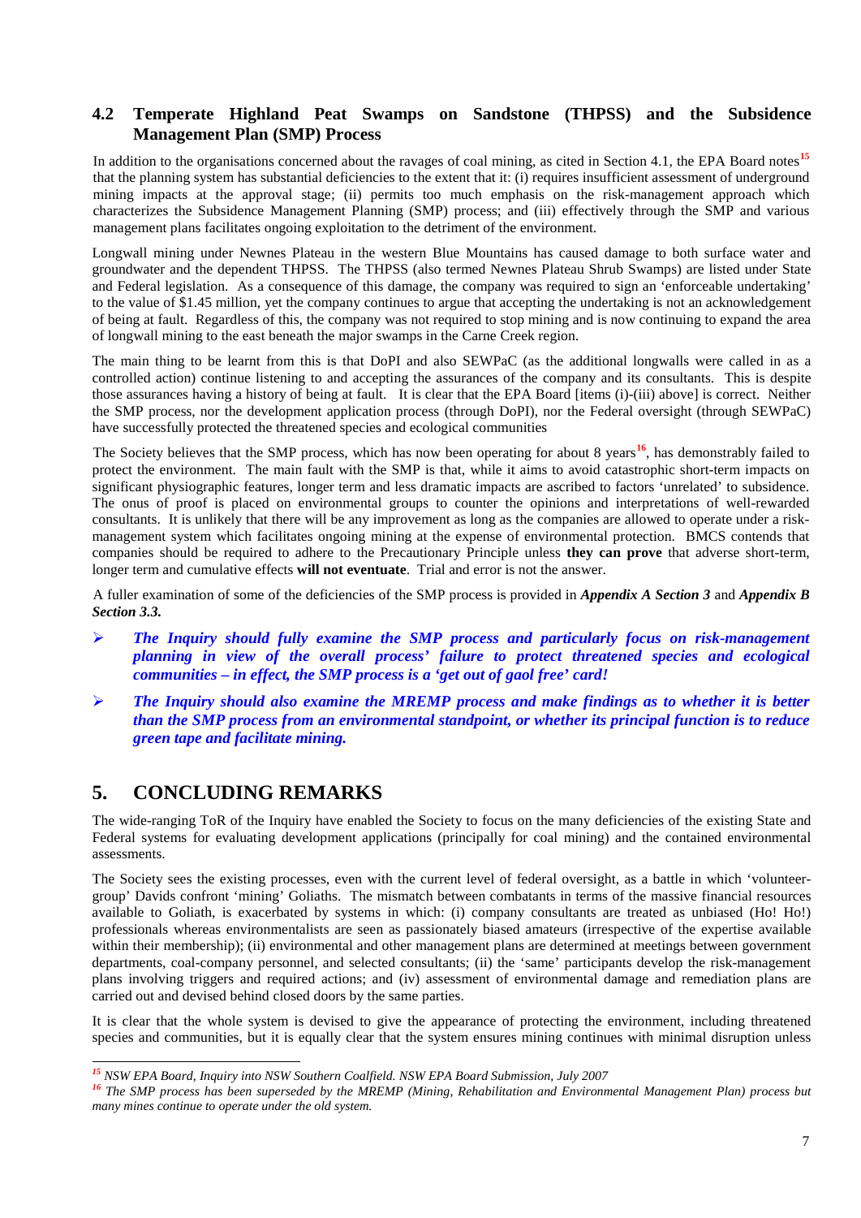## 4.2 Temperate Highland Peat Swamps on Sandstone (THPSS) and the Subsidence Management Plan (SMP) Process

In addition to the organisations concerned about the ravages of coal mining, as cited in Section 4.1, the EPA Board notes[15] that the planning system has substantial deficiencies to the extent that it: (i) requires insufficient assessment of underground mining impacts at the approval stage; (ii) permits too much emphasis on the risk-management approach which characterizes the Subsidence Management Planning (SMP) process; and (iii) effectively through the SMP and various management plans facilitates ongoing exploitation to the detriment of the environment.

Longwall mining under Newnes Plateau in the western Blue Mountains has caused damage to both surface water and groundwater and the dependent THPSS. The THPSS (also termed Newnes Plateau Shrub Swamps) are listed under State and Federal legislation. As a consequence of this damage, the company was required to sign an 'enforceable undertaking' to the value of $1.45 million, yet the company continues to argue that accepting the undertaking is not an acknowledgement of being at fault. Regardless of this, the company was not required to stop mining and is now continuing to expand the area of longwall mining to the east beneath the major swamps in the Carne Creek region.

The main thing to be learnt from this is that DoPI and also SEWPaC (as the additional longwalls were called in as a controlled action) continue listening to and accepting the assurances of the company and its consultants. This is despite those assurances having a history of being at fault. It is clear that the EPA Board [items (i)-(iii) above] is correct. Neither the SMP process, nor the development application process (through DoPI), nor the Federal oversight (through SEWPaC) have successfully protected the threatened species and ecological communities

The Society believes that the SMP process, which has now been operating for about 8 years[16], has demonstrably failed to protect the environment. The main fault with the SMP is that, while it aims to avoid catastrophic short-term impacts on significant physiographic features, longer term and less dramatic impacts are ascribed to factors 'unrelated' to subsidence. The onus of proof is placed on environmental groups to counter the opinions and interpretations of well-rewarded consultants. It is unlikely that there will be any improvement as long as the companies are allowed to operate under a risk-management system which facilitates ongoing mining at the expense of environmental protection. BMCS contends that companies should be required to adhere to the Precautionary Principle unless **they can prove** that adverse short-term, longer term and cumulative effects **will not eventuate**. Trial and error is not the answer.

A fuller examination of some of the deficiencies of the SMP process is provided in ***Appendix A Section 3*** and ***Appendix B Section 3.3.***

- ***The Inquiry should fully examine the SMP process and particularly focus on risk-management planning in view of the overall process' failure to protect threatened species and ecological communities – in effect, the SMP process is a 'get out of gaol free' card!***
- ***The Inquiry should also examine the MREMP process and make findings as to whether it is better than the SMP process from an environmental standpoint, or whether its principal function is to reduce green tape and facilitate mining.***

# 5. CONCLUDING REMARKS

The wide-ranging ToR of the Inquiry have enabled the Society to focus on the many deficiencies of the existing State and Federal systems for evaluating development applications (principally for coal mining) and the contained environmental assessments.

The Society sees the existing processes, even with the current level of federal oversight, as a battle in which 'volunteer-group' Davids confront 'mining' Goliaths. The mismatch between combatants in terms of the massive financial resources available to Goliath, is exacerbated by systems in which: (i) company consultants are treated as unbiased (Ho! Ho!) professionals whereas environmentalists are seen as passionately biased amateurs (irrespective of the expertise available within their membership); (ii) environmental and other management plans are determined at meetings between government departments, coal-company personnel, and selected consultants; (ii) the 'same' participants develop the risk-management plans involving triggers and required actions; and (iv) assessment of environmental damage and remediation plans are carried out and devised behind closed doors by the same parties.

It is clear that the whole system is devised to give the appearance of protecting the environment, including threatened species and communities, but it is equally clear that the system ensures mining continues with minimal disruption unless

---

[15] *NSW EPA Board, Inquiry into NSW Southern Coalfield. NSW EPA Board Submission, July 2007*

[16] *The SMP process has been superseded by the MREMP (Mining, Rehabilitation and Environmental Management Plan) process but many mines continue to operate under the old system.*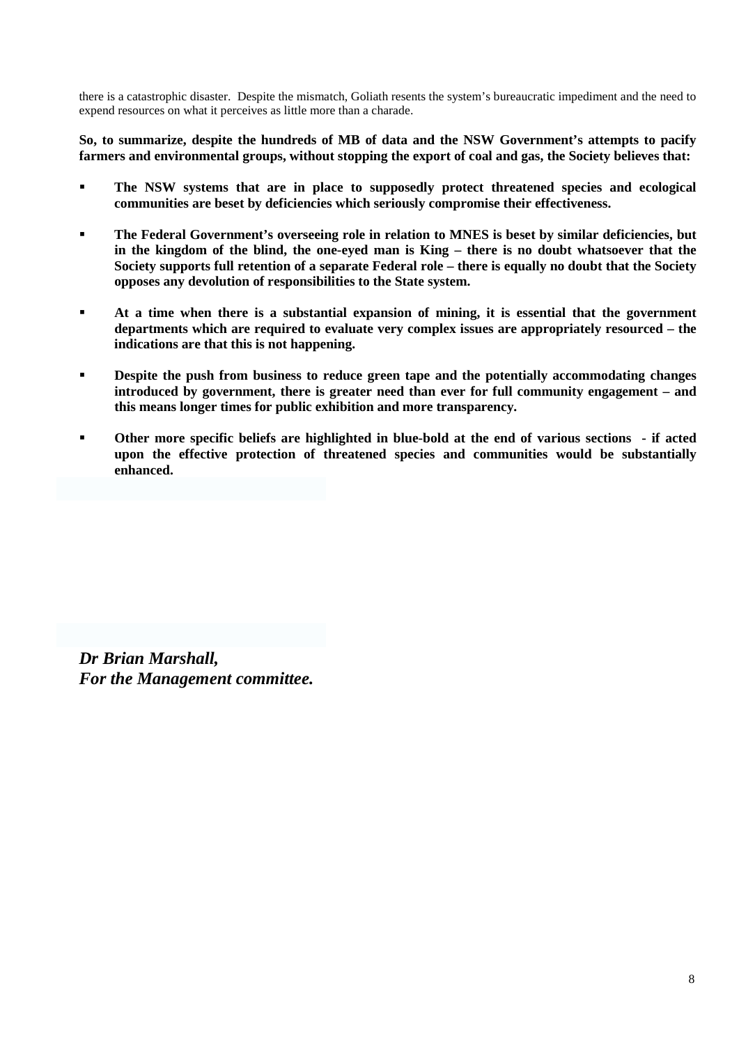there is a catastrophic disaster. Despite the mismatch, Goliath resents the system's bureaucratic impediment and the need to expend resources on what it perceives as little more than a charade.

**So, to summarize, despite the hundreds of MB of data and the NSW Government's attempts to pacify farmers and environmental groups, without stopping the export of coal and gas, the Society believes that:**

- **The NSW systems that are in place to supposedly protect threatened species and ecological communities are beset by deficiencies which seriously compromise their effectiveness.**
- **The Federal Government's overseeing role in relation to MNES is beset by similar deficiencies, but in the kingdom of the blind, the one-eyed man is King – there is no doubt whatsoever that the Society supports full retention of a separate Federal role – there is equally no doubt that the Society opposes any devolution of responsibilities to the State system.**
- **At a time when there is a substantial expansion of mining, it is essential that the government departments which are required to evaluate very complex issues are appropriately resourced – the indications are that this is not happening.**
- **Despite the push from business to reduce green tape and the potentially accommodating changes introduced by government, there is greater need than ever for full community engagement – and this means longer times for public exhibition and more transparency.**
- **Other more specific beliefs are highlighted in blue-bold at the end of various sections - if acted upon the effective protection of threatened species and communities would be substantially enhanced.**

***Dr Brian Marshall,***
***For the Management committee.***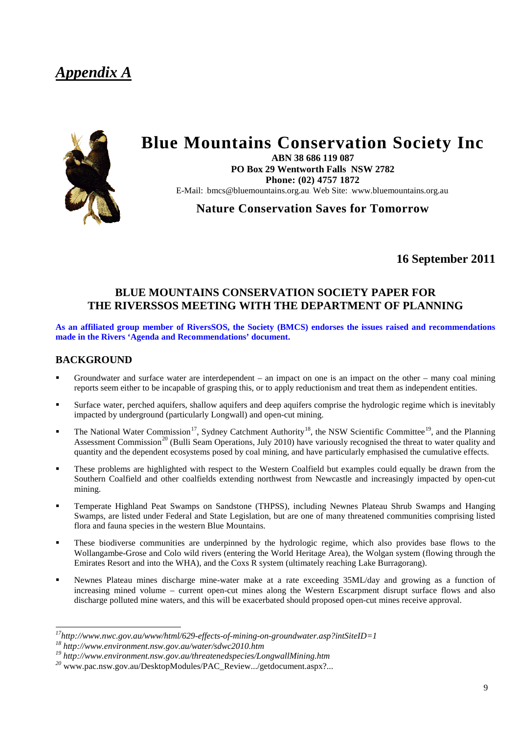# *Appendix A*

# Blue Mountains Conservation Society Inc

**ABN 38 686 119 087**
**PO Box 29 Wentworth Falls NSW 2782**
**Phone: (02) 4757 1872**
E-Mail: bmcs@bluemountains.org.au Web Site: www.bluemountains.org.au

**Nature Conservation Saves for Tomorrow**

**16 September 2011**

## BLUE MOUNTAINS CONSERVATION SOCIETY PAPER FOR THE RIVERSSOS MEETING WITH THE DEPARTMENT OF PLANNING

**As an affiliated group member of RiversSOS, the Society (BMCS) endorses the issues raised and recommendations made in the Rivers 'Agenda and Recommendations' document.**

## BACKGROUND

- Groundwater and surface water are interdependent – an impact on one is an impact on the other – many coal mining reports seem either to be incapable of grasping this, or to apply reductionism and treat them as independent entities.
- Surface water, perched aquifers, shallow aquifers and deep aquifers comprise the hydrologic regime which is inevitably impacted by underground (particularly Longwall) and open-cut mining.
- The National Water Commission[17], Sydney Catchment Authority[18], the NSW Scientific Committee[19], and the Planning Assessment Commission[20] (Bulli Seam Operations, July 2010) have variously recognised the threat to water quality and quantity and the dependent ecosystems posed by coal mining, and have particularly emphasised the cumulative effects.
- These problems are highlighted with respect to the Western Coalfield but examples could equally be drawn from the Southern Coalfield and other coalfields extending northwest from Newcastle and increasingly impacted by open-cut mining.
- Temperate Highland Peat Swamps on Sandstone (THPSS), including Newnes Plateau Shrub Swamps and Hanging Swamps, are listed under Federal and State Legislation, but are one of many threatened communities comprising listed flora and fauna species in the western Blue Mountains.
- These biodiverse communities are underpinned by the hydrologic regime, which also provides base flows to the Wollangambe-Grose and Colo wild rivers (entering the World Heritage Area), the Wolgan system (flowing through the Emirates Resort and into the WHA), and the Coxs R system (ultimately reaching Lake Burragorang).
- Newnes Plateau mines discharge mine-water make at a rate exceeding 35ML/day and growing as a function of increasing mined volume – current open-cut mines along the Western Escarpment disrupt surface flows and also discharge polluted mine waters, and this will be exacerbated should proposed open-cut mines receive approval.

---

[17] *http://www.nwc.gov.au/www/html/629-effects-of-mining-on-groundwater.asp?intSiteID=1*
[18] *http://www.environment.nsw.gov.au/water/sdwc2010.htm*
[19] *http://www.environment.nsw.gov.au/threatenedspecies/LongwallMining.htm*
[20] www.pac.nsw.gov.au/DesktopModules/PAC_Review.../getdocument.aspx?...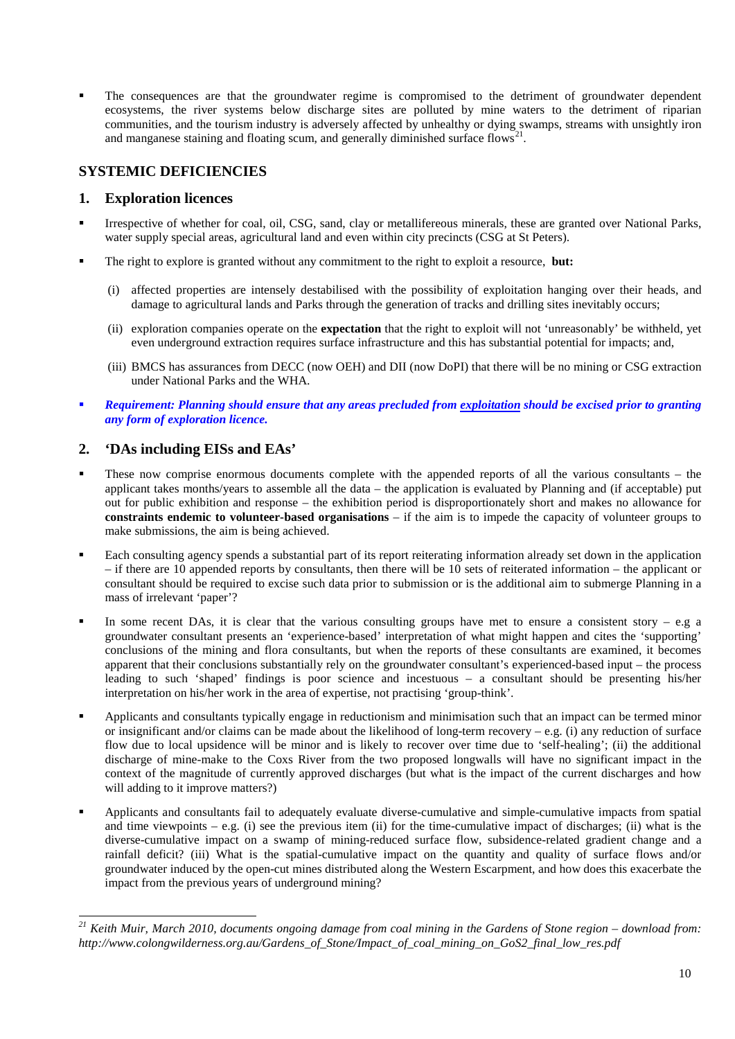- The consequences are that the groundwater regime is compromised to the detriment of groundwater dependent ecosystems, the river systems below discharge sites are polluted by mine waters to the detriment of riparian communities, and the tourism industry is adversely affected by unhealthy or dying swamps, streams with unsightly iron and manganese staining and floating scum, and generally diminished surface flows[21].

## SYSTEMIC DEFICIENCIES

### 1. Exploration licences

- Irrespective of whether for coal, oil, CSG, sand, clay or metallifereous minerals, these are granted over National Parks, water supply special areas, agricultural land and even within city precincts (CSG at St Peters).
- The right to explore is granted without any commitment to the right to exploit a resource, **but:**
  - (i) affected properties are intensely destabilised with the possibility of exploitation hanging over their heads, and damage to agricultural lands and Parks through the generation of tracks and drilling sites inevitably occurs;
  - (ii) exploration companies operate on the **expectation** that the right to exploit will not 'unreasonably' be withheld, yet even underground extraction requires surface infrastructure and this has substantial potential for impacts; and,
  - (iii) BMCS has assurances from DECC (now OEH) and DII (now DoPI) that there will be no mining or CSG extraction under National Parks and the WHA.
- ***Requirement: Planning should ensure that any areas precluded from <u>exploitation</u> should be excised prior to granting any form of exploration licence.***

### 2. 'DAs including EISs and EAs'

- These now comprise enormous documents complete with the appended reports of all the various consultants – the applicant takes months/years to assemble all the data – the application is evaluated by Planning and (if acceptable) put out for public exhibition and response – the exhibition period is disproportionately short and makes no allowance for **constraints endemic to volunteer-based organisations** – if the aim is to impede the capacity of volunteer groups to make submissions, the aim is being achieved.
- Each consulting agency spends a substantial part of its report reiterating information already set down in the application – if there are 10 appended reports by consultants, then there will be 10 sets of reiterated information – the applicant or consultant should be required to excise such data prior to submission or is the additional aim to submerge Planning in a mass of irrelevant 'paper'?
- In some recent DAs, it is clear that the various consulting groups have met to ensure a consistent story – e.g a groundwater consultant presents an 'experience-based' interpretation of what might happen and cites the 'supporting' conclusions of the mining and flora consultants, but when the reports of these consultants are examined, it becomes apparent that their conclusions substantially rely on the groundwater consultant's experienced-based input – the process leading to such 'shaped' findings is poor science and incestuous – a consultant should be presenting his/her interpretation on his/her work in the area of expertise, not practising 'group-think'.
- Applicants and consultants typically engage in reductionism and minimisation such that an impact can be termed minor or insignificant and/or claims can be made about the likelihood of long-term recovery – e.g. (i) any reduction of surface flow due to local upsidence will be minor and is likely to recover over time due to 'self-healing'; (ii) the additional discharge of mine-make to the Coxs River from the two proposed longwalls will have no significant impact in the context of the magnitude of currently approved discharges (but what is the impact of the current discharges and how will adding to it improve matters?)
- Applicants and consultants fail to adequately evaluate diverse-cumulative and simple-cumulative impacts from spatial and time viewpoints – e.g. (i) see the previous item (ii) for the time-cumulative impact of discharges; (ii) what is the diverse-cumulative impact on a swamp of mining-reduced surface flow, subsidence-related gradient change and a rainfall deficit? (iii) What is the spatial-cumulative impact on the quantity and quality of surface flows and/or groundwater induced by the open-cut mines distributed along the Western Escarpment, and how does this exacerbate the impact from the previous years of underground mining?

---

[21] *Keith Muir, March 2010, documents ongoing damage from coal mining in the Gardens of Stone region – download from: http://www.colongwilderness.org.au/Gardens_of_Stone/Impact_of_coal_mining_on_GoS2_final_low_res.pdf*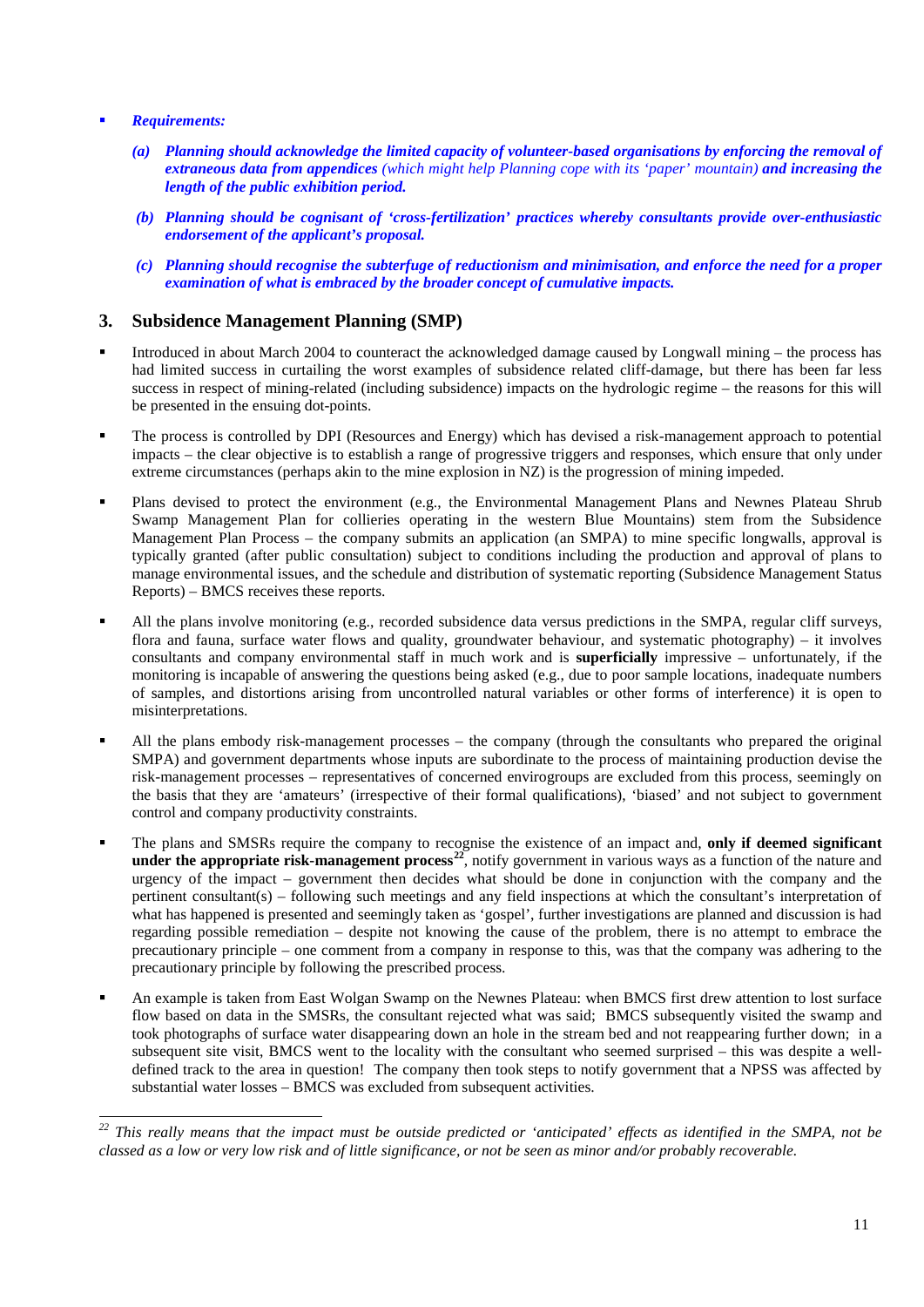- ***Requirements:***

  ***(a) Planning should acknowledge the limited capacity of volunteer-based organisations by enforcing the removal of extraneous data from appendices*** *(which might help Planning cope with its 'paper' mountain)* ***and increasing the length of the public exhibition period.***

  ***(b) Planning should be cognisant of 'cross-fertilization' practices whereby consultants provide over-enthusiastic endorsement of the applicant's proposal.***

  ***(c) Planning should recognise the subterfuge of reductionism and minimisation, and enforce the need for a proper examination of what is embraced by the broader concept of cumulative impacts.***

## 3. Subsidence Management Planning (SMP)

- Introduced in about March 2004 to counteract the acknowledged damage caused by Longwall mining – the process has had limited success in curtailing the worst examples of subsidence related cliff-damage, but there has been far less success in respect of mining-related (including subsidence) impacts on the hydrologic regime – the reasons for this will be presented in the ensuing dot-points.

- The process is controlled by DPI (Resources and Energy) which has devised a risk-management approach to potential impacts – the clear objective is to establish a range of progressive triggers and responses, which ensure that only under extreme circumstances (perhaps akin to the mine explosion in NZ) is the progression of mining impeded.

- Plans devised to protect the environment (e.g., the Environmental Management Plans and Newnes Plateau Shrub Swamp Management Plan for collieries operating in the western Blue Mountains) stem from the Subsidence Management Plan Process – the company submits an application (an SMPA) to mine specific longwalls, approval is typically granted (after public consultation) subject to conditions including the production and approval of plans to manage environmental issues, and the schedule and distribution of systematic reporting (Subsidence Management Status Reports) – BMCS receives these reports.

- All the plans involve monitoring (e.g., recorded subsidence data versus predictions in the SMPA, regular cliff surveys, flora and fauna, surface water flows and quality, groundwater behaviour, and systematic photography) – it involves consultants and company environmental staff in much work and is **superficially** impressive – unfortunately, if the monitoring is incapable of answering the questions being asked (e.g., due to poor sample locations, inadequate numbers of samples, and distortions arising from uncontrolled natural variables or other forms of interference) it is open to misinterpretations.

- All the plans embody risk-management processes – the company (through the consultants who prepared the original SMPA) and government departments whose inputs are subordinate to the process of maintaining production devise the risk-management processes – representatives of concerned envirogroups are excluded from this process, seemingly on the basis that they are 'amateurs' (irrespective of their formal qualifications), 'biased' and not subject to government control and company productivity constraints.

- The plans and SMSRs require the company to recognise the existence of an impact and, **only if deemed significant under the appropriate risk-management process**[22], notify government in various ways as a function of the nature and urgency of the impact – government then decides what should be done in conjunction with the company and the pertinent consultant(s) – following such meetings and any field inspections at which the consultant's interpretation of what has happened is presented and seemingly taken as 'gospel', further investigations are planned and discussion is had regarding possible remediation – despite not knowing the cause of the problem, there is no attempt to embrace the precautionary principle – one comment from a company in response to this, was that the company was adhering to the precautionary principle by following the prescribed process.

- An example is taken from East Wolgan Swamp on the Newnes Plateau: when BMCS first drew attention to lost surface flow based on data in the SMSRs, the consultant rejected what was said; BMCS subsequently visited the swamp and took photographs of surface water disappearing down an hole in the stream bed and not reappearing further down; in a subsequent site visit, BMCS went to the locality with the consultant who seemed surprised – this was despite a well-defined track to the area in question! The company then took steps to notify government that a NPSS was affected by substantial water losses – BMCS was excluded from subsequent activities.

---

[22] *This really means that the impact must be outside predicted or 'anticipated' effects as identified in the SMPA, not be classed as a low or very low risk and of little significance, or not be seen as minor and/or probably recoverable.*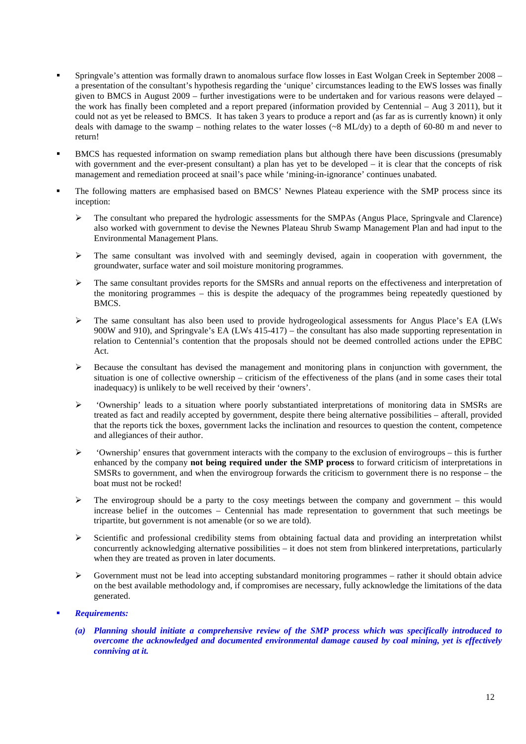- Springvale's attention was formally drawn to anomalous surface flow losses in East Wolgan Creek in September 2008 – a presentation of the consultant's hypothesis regarding the 'unique' circumstances leading to the EWS losses was finally given to BMCS in August 2009 – further investigations were to be undertaken and for various reasons were delayed – the work has finally been completed and a report prepared (information provided by Centennial – Aug 3 2011), but it could not as yet be released to BMCS. It has taken 3 years to produce a report and (as far as is currently known) it only deals with damage to the swamp – nothing relates to the water losses (~8 ML/dy) to a depth of 60-80 m and never to return!

- BMCS has requested information on swamp remediation plans but although there have been discussions (presumably with government and the ever-present consultant) a plan has yet to be developed – it is clear that the concepts of risk management and remediation proceed at snail's pace while 'mining-in-ignorance' continues unabated.

- The following matters are emphasised based on BMCS' Newnes Plateau experience with the SMP process since its inception:

  - The consultant who prepared the hydrologic assessments for the SMPAs (Angus Place, Springvale and Clarence) also worked with government to devise the Newnes Plateau Shrub Swamp Management Plan and had input to the Environmental Management Plans.

  - The same consultant was involved with and seemingly devised, again in cooperation with government, the groundwater, surface water and soil moisture monitoring programmes.

  - The same consultant provides reports for the SMSRs and annual reports on the effectiveness and interpretation of the monitoring programmes – this is despite the adequacy of the programmes being repeatedly questioned by BMCS.

  - The same consultant has also been used to provide hydrogeological assessments for Angus Place's EA (LWs 900W and 910), and Springvale's EA (LWs 415-417) – the consultant has also made supporting representation in relation to Centennial's contention that the proposals should not be deemed controlled actions under the EPBC Act.

  - Because the consultant has devised the management and monitoring plans in conjunction with government, the situation is one of collective ownership – criticism of the effectiveness of the plans (and in some cases their total inadequacy) is unlikely to be well received by their 'owners'.

  - 'Ownership' leads to a situation where poorly substantiated interpretations of monitoring data in SMSRs are treated as fact and readily accepted by government, despite there being alternative possibilities – afterall, provided that the reports tick the boxes, government lacks the inclination and resources to question the content, competence and allegiances of their author.

  - 'Ownership' ensures that government interacts with the company to the exclusion of envirogroups – this is further enhanced by the company **not being required under the SMP process** to forward criticism of interpretations in SMSRs to government, and when the envirogroup forwards the criticism to government there is no response – the boat must not be rocked!

  - The envirogroup should be a party to the cosy meetings between the company and government – this would increase belief in the outcomes – Centennial has made representation to government that such meetings be tripartite, but government is not amenable (or so we are told).

  - Scientific and professional credibility stems from obtaining factual data and providing an interpretation whilst concurrently acknowledging alternative possibilities – it does not stem from blinkered interpretations, particularly when they are treated as proven in later documents.

  - Government must not be lead into accepting substandard monitoring programmes – rather it should obtain advice on the best available methodology and, if compromises are necessary, fully acknowledge the limitations of the data generated.

- ***Requirements:***

  ***(a) Planning should initiate a comprehensive review of the SMP process which was specifically introduced to overcome the acknowledged and documented environmental damage caused by coal mining, yet is effectively conniving at it.***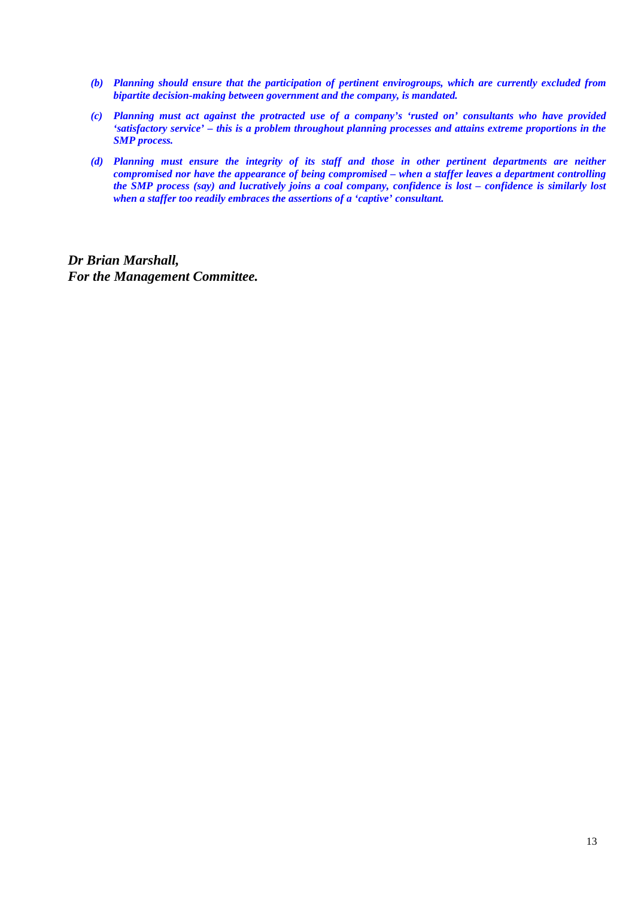- ***(b)*** ***Planning should ensure that the participation of pertinent envirogroups, which are currently excluded from bipartite decision-making between government and the company, is mandated.***

- ***(c)*** ***Planning must act against the protracted use of a company's 'rusted on' consultants who have provided 'satisfactory service' – this is a problem throughout planning processes and attains extreme proportions in the SMP process.***

- ***(d)*** ***Planning must ensure the integrity of its staff and those in other pertinent departments are neither compromised nor have the appearance of being compromised – when a staffer leaves a department controlling the SMP process (say) and lucratively joins a coal company, confidence is lost – confidence is similarly lost when a staffer too readily embraces the assertions of a 'captive' consultant.***

***Dr Brian Marshall,***
***For the Management Committee.***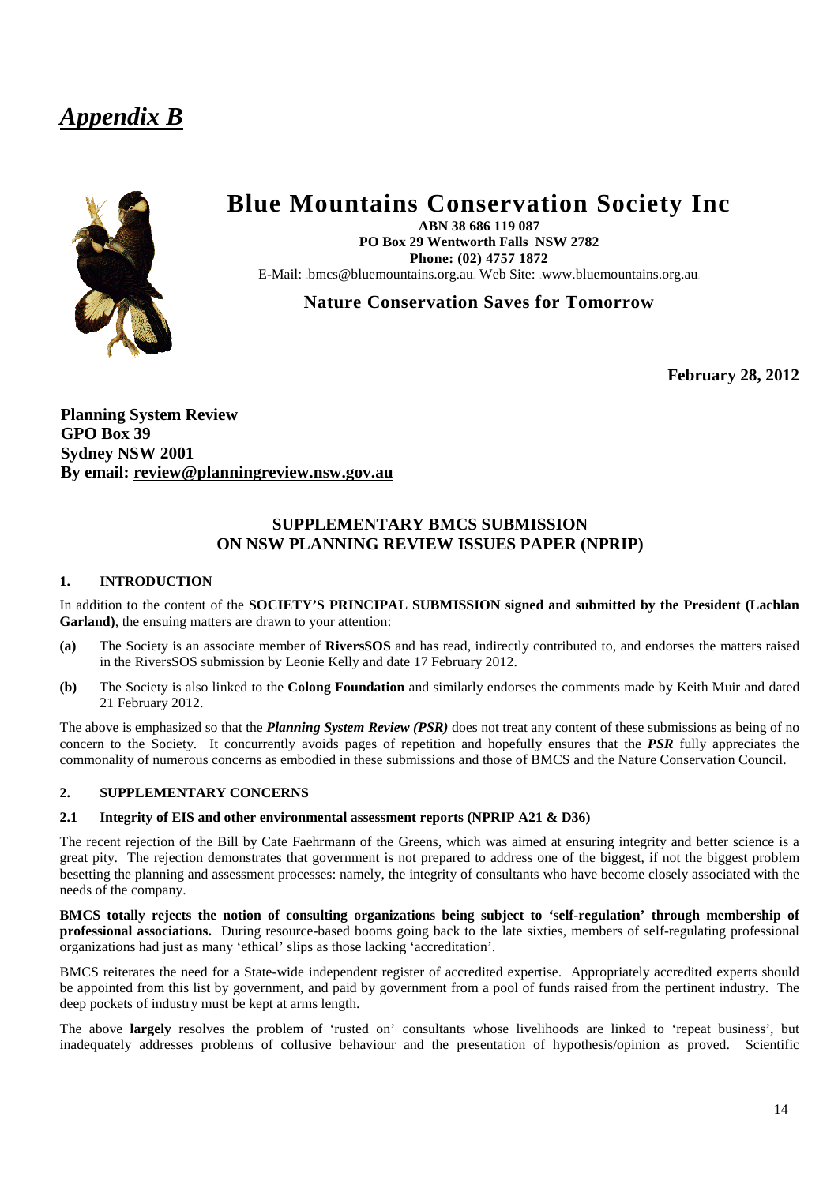# *Appendix B*

# Blue Mountains Conservation Society Inc

**ABN 38 686 119 087**
**PO Box 29 Wentworth Falls NSW 2782**
**Phone: (02) 4757 1872**
E-Mail: bmcs@bluemountains.org.au Web Site: www.bluemountains.org.au

**Nature Conservation Saves for Tomorrow**

**February 28, 2012**

**Planning System Review**
**GPO Box 39**
**Sydney NSW 2001**
**By email: review@planningreview.nsw.gov.au**

## SUPPLEMENTARY BMCS SUBMISSION ON NSW PLANNING REVIEW ISSUES PAPER (NPRIP)

### 1. INTRODUCTION

In addition to the content of the **SOCIETY'S PRINCIPAL SUBMISSION signed and submitted by the President (Lachlan Garland)**, the ensuing matters are drawn to your attention:

- **(a)** The Society is an associate member of **RiversSOS** and has read, indirectly contributed to, and endorses the matters raised in the RiversSOS submission by Leonie Kelly and date 17 February 2012.
- **(b)** The Society is also linked to the **Colong Foundation** and similarly endorses the comments made by Keith Muir and dated 21 February 2012.

The above is emphasized so that the ***Planning System Review (PSR)*** does not treat any content of these submissions as being of no concern to the Society. It concurrently avoids pages of repetition and hopefully ensures that the ***PSR*** fully appreciates the commonality of numerous concerns as embodied in these submissions and those of BMCS and the Nature Conservation Council.

### 2. SUPPLEMENTARY CONCERNS

#### 2.1 Integrity of EIS and other environmental assessment reports (NPRIP A21 & D36)

The recent rejection of the Bill by Cate Faehrmann of the Greens, which was aimed at ensuring integrity and better science is a great pity. The rejection demonstrates that government is not prepared to address one of the biggest, if not the biggest problem besetting the planning and assessment processes: namely, the integrity of consultants who have become closely associated with the needs of the company.

**BMCS totally rejects the notion of consulting organizations being subject to 'self-regulation' through membership of professional associations.** During resource-based booms going back to the late sixties, members of self-regulating professional organizations had just as many 'ethical' slips as those lacking 'accreditation'.

BMCS reiterates the need for a State-wide independent register of accredited expertise. Appropriately accredited experts should be appointed from this list by government, and paid by government from a pool of funds raised from the pertinent industry. The deep pockets of industry must be kept at arms length.

The above **largely** resolves the problem of 'rusted on' consultants whose livelihoods are linked to 'repeat business', but inadequately addresses problems of collusive behaviour and the presentation of hypothesis/opinion as proved. Scientific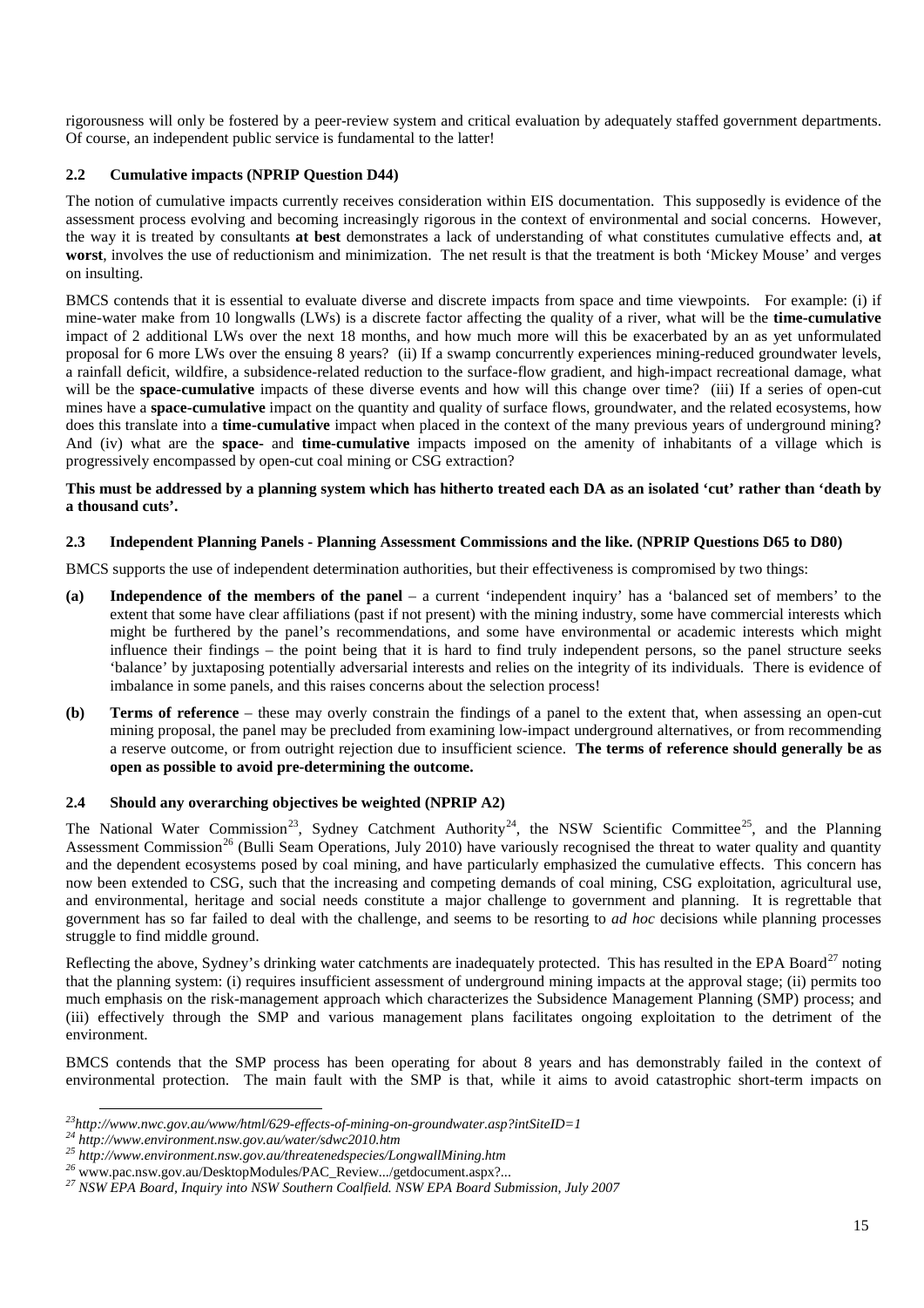rigorousness will only be fostered by a peer-review system and critical evaluation by adequately staffed government departments. Of course, an independent public service is fundamental to the latter!

### 2.2 Cumulative impacts (NPRIP Question D44)

The notion of cumulative impacts currently receives consideration within EIS documentation. This supposedly is evidence of the assessment process evolving and becoming increasingly rigorous in the context of environmental and social concerns. However, the way it is treated by consultants **at best** demonstrates a lack of understanding of what constitutes cumulative effects and, **at worst**, involves the use of reductionism and minimization. The net result is that the treatment is both 'Mickey Mouse' and verges on insulting.

BMCS contends that it is essential to evaluate diverse and discrete impacts from space and time viewpoints. For example: (i) if mine-water make from 10 longwalls (LWs) is a discrete factor affecting the quality of a river, what will be the **time-cumulative** impact of 2 additional LWs over the next 18 months, and how much more will this be exacerbated by an as yet unformulated proposal for 6 more LWs over the ensuing 8 years? (ii) If a swamp concurrently experiences mining-reduced groundwater levels, a rainfall deficit, wildfire, a subsidence-related reduction to the surface-flow gradient, and high-impact recreational damage, what will be the **space-cumulative** impacts of these diverse events and how will this change over time? (iii) If a series of open-cut mines have a **space-cumulative** impact on the quantity and quality of surface flows, groundwater, and the related ecosystems, how does this translate into a **time-cumulative** impact when placed in the context of the many previous years of underground mining? And (iv) what are the **space-** and **time-cumulative** impacts imposed on the amenity of inhabitants of a village which is progressively encompassed by open-cut coal mining or CSG extraction?

**This must be addressed by a planning system which has hitherto treated each DA as an isolated 'cut' rather than 'death by a thousand cuts'.**

### 2.3 Independent Planning Panels - Planning Assessment Commissions and the like. (NPRIP Questions D65 to D80)

BMCS supports the use of independent determination authorities, but their effectiveness is compromised by two things:

**(a)** **Independence of the members of the panel** – a current 'independent inquiry' has a 'balanced set of members' to the extent that some have clear affiliations (past if not present) with the mining industry, some have commercial interests which might be furthered by the panel's recommendations, and some have environmental or academic interests which might influence their findings – the point being that it is hard to find truly independent persons, so the panel structure seeks 'balance' by juxtaposing potentially adversarial interests and relies on the integrity of its individuals. There is evidence of imbalance in some panels, and this raises concerns about the selection process!

**(b)** **Terms of reference** – these may overly constrain the findings of a panel to the extent that, when assessing an open-cut mining proposal, the panel may be precluded from examining low-impact underground alternatives, or from recommending a reserve outcome, or from outright rejection due to insufficient science. **The terms of reference should generally be as open as possible to avoid pre-determining the outcome.**

### 2.4 Should any overarching objectives be weighted (NPRIP A2)

The National Water Commission[23], Sydney Catchment Authority[24], the NSW Scientific Committee[25], and the Planning Assessment Commission[26] (Bulli Seam Operations, July 2010) have variously recognised the threat to water quality and quantity and the dependent ecosystems posed by coal mining, and have particularly emphasized the cumulative effects. This concern has now been extended to CSG, such that the increasing and competing demands of coal mining, CSG exploitation, agricultural use, and environmental, heritage and social needs constitute a major challenge to government and planning. It is regrettable that government has so far failed to deal with the challenge, and seems to be resorting to *ad hoc* decisions while planning processes struggle to find middle ground.

Reflecting the above, Sydney's drinking water catchments are inadequately protected. This has resulted in the EPA Board[27] noting that the planning system: (i) requires insufficient assessment of underground mining impacts at the approval stage; (ii) permits too much emphasis on the risk-management approach which characterizes the Subsidence Management Planning (SMP) process; and (iii) effectively through the SMP and various management plans facilitates ongoing exploitation to the detriment of the environment.

BMCS contends that the SMP process has been operating for about 8 years and has demonstrably failed in the context of environmental protection. The main fault with the SMP is that, while it aims to avoid catastrophic short-term impacts on

---

[23] *http://www.nwc.gov.au/www/html/629-effects-of-mining-on-groundwater.asp?intSiteID=1*

[24] *http://www.environment.nsw.gov.au/water/sdwc2010.htm*

[25] *http://www.environment.nsw.gov.au/threatenedspecies/LongwallMining.htm*

[26] www.pac.nsw.gov.au/DesktopModules/PAC_Review.../getdocument.aspx?...

[27] *NSW EPA Board, Inquiry into NSW Southern Coalfield. NSW EPA Board Submission, July 2007*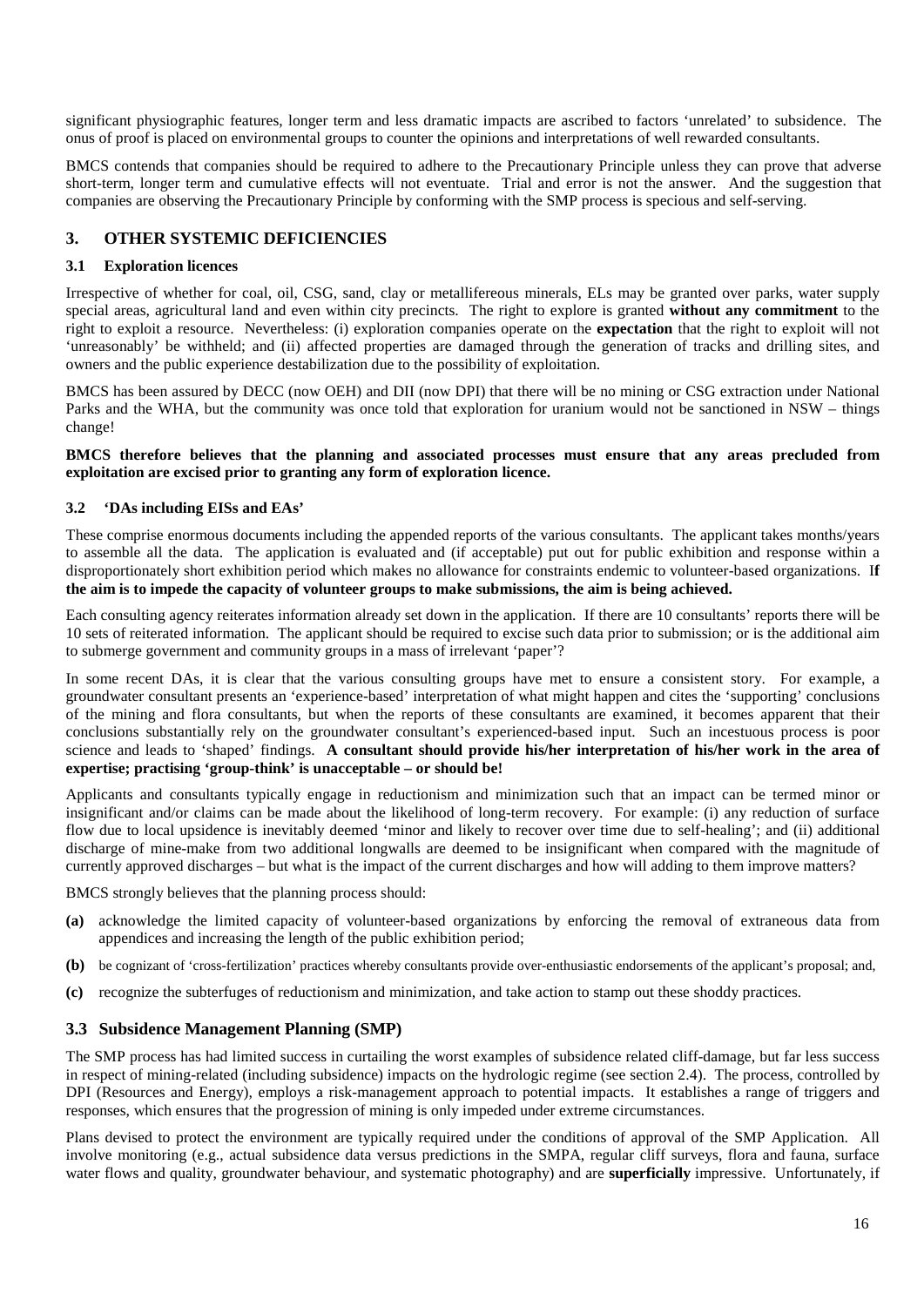significant physiographic features, longer term and less dramatic impacts are ascribed to factors 'unrelated' to subsidence. The onus of proof is placed on environmental groups to counter the opinions and interpretations of well rewarded consultants.

BMCS contends that companies should be required to adhere to the Precautionary Principle unless they can prove that adverse short-term, longer term and cumulative effects will not eventuate. Trial and error is not the answer. And the suggestion that companies are observing the Precautionary Principle by conforming with the SMP process is specious and self-serving.

## 3. OTHER SYSTEMIC DEFICIENCIES

### 3.1 Exploration licences

Irrespective of whether for coal, oil, CSG, sand, clay or metallifereous minerals, ELs may be granted over parks, water supply special areas, agricultural land and even within city precincts. The right to explore is granted **without any commitment** to the right to exploit a resource. Nevertheless: (i) exploration companies operate on the **expectation** that the right to exploit will not 'unreasonably' be withheld; and (ii) affected properties are damaged through the generation of tracks and drilling sites, and owners and the public experience destabilization due to the possibility of exploitation.

BMCS has been assured by DECC (now OEH) and DII (now DPI) that there will be no mining or CSG extraction under National Parks and the WHA, but the community was once told that exploration for uranium would not be sanctioned in NSW – things change!

**BMCS therefore believes that the planning and associated processes must ensure that any areas precluded from exploitation are excised prior to granting any form of exploration licence.**

### 3.2 'DAs including EISs and EAs'

These comprise enormous documents including the appended reports of the various consultants. The applicant takes months/years to assemble all the data. The application is evaluated and (if acceptable) put out for public exhibition and response within a disproportionately short exhibition period which makes no allowance for constraints endemic to volunteer-based organizations. **If the aim is to impede the capacity of volunteer groups to make submissions, the aim is being achieved.**

Each consulting agency reiterates information already set down in the application. If there are 10 consultants' reports there will be 10 sets of reiterated information. The applicant should be required to excise such data prior to submission; or is the additional aim to submerge government and community groups in a mass of irrelevant 'paper'?

In some recent DAs, it is clear that the various consulting groups have met to ensure a consistent story. For example, a groundwater consultant presents an 'experience-based' interpretation of what might happen and cites the 'supporting' conclusions of the mining and flora consultants, but when the reports of these consultants are examined, it becomes apparent that their conclusions substantially rely on the groundwater consultant's experienced-based input. Such an incestuous process is poor science and leads to 'shaped' findings. **A consultant should provide his/her interpretation of his/her work in the area of expertise; practising 'group-think' is unacceptable – or should be!**

Applicants and consultants typically engage in reductionism and minimization such that an impact can be termed minor or insignificant and/or claims can be made about the likelihood of long-term recovery. For example: (i) any reduction of surface flow due to local upsidence is inevitably deemed 'minor and likely to recover over time due to self-healing'; and (ii) additional discharge of mine-make from two additional longwalls are deemed to be insignificant when compared with the magnitude of currently approved discharges – but what is the impact of the current discharges and how will adding to them improve matters?

BMCS strongly believes that the planning process should:

**(a)** acknowledge the limited capacity of volunteer-based organizations by enforcing the removal of extraneous data from appendices and increasing the length of the public exhibition period;

**(b)** be cognizant of 'cross-fertilization' practices whereby consultants provide over-enthusiastic endorsements of the applicant's proposal; and,

**(c)** recognize the subterfuges of reductionism and minimization, and take action to stamp out these shoddy practices.

### 3.3 Subsidence Management Planning (SMP)

The SMP process has had limited success in curtailing the worst examples of subsidence related cliff-damage, but far less success in respect of mining-related (including subsidence) impacts on the hydrologic regime (see section 2.4). The process, controlled by DPI (Resources and Energy), employs a risk-management approach to potential impacts. It establishes a range of triggers and responses, which ensures that the progression of mining is only impeded under extreme circumstances.

Plans devised to protect the environment are typically required under the conditions of approval of the SMP Application. All involve monitoring (e.g., actual subsidence data versus predictions in the SMPA, regular cliff surveys, flora and fauna, surface water flows and quality, groundwater behaviour, and systematic photography) and are **superficially** impressive. Unfortunately, if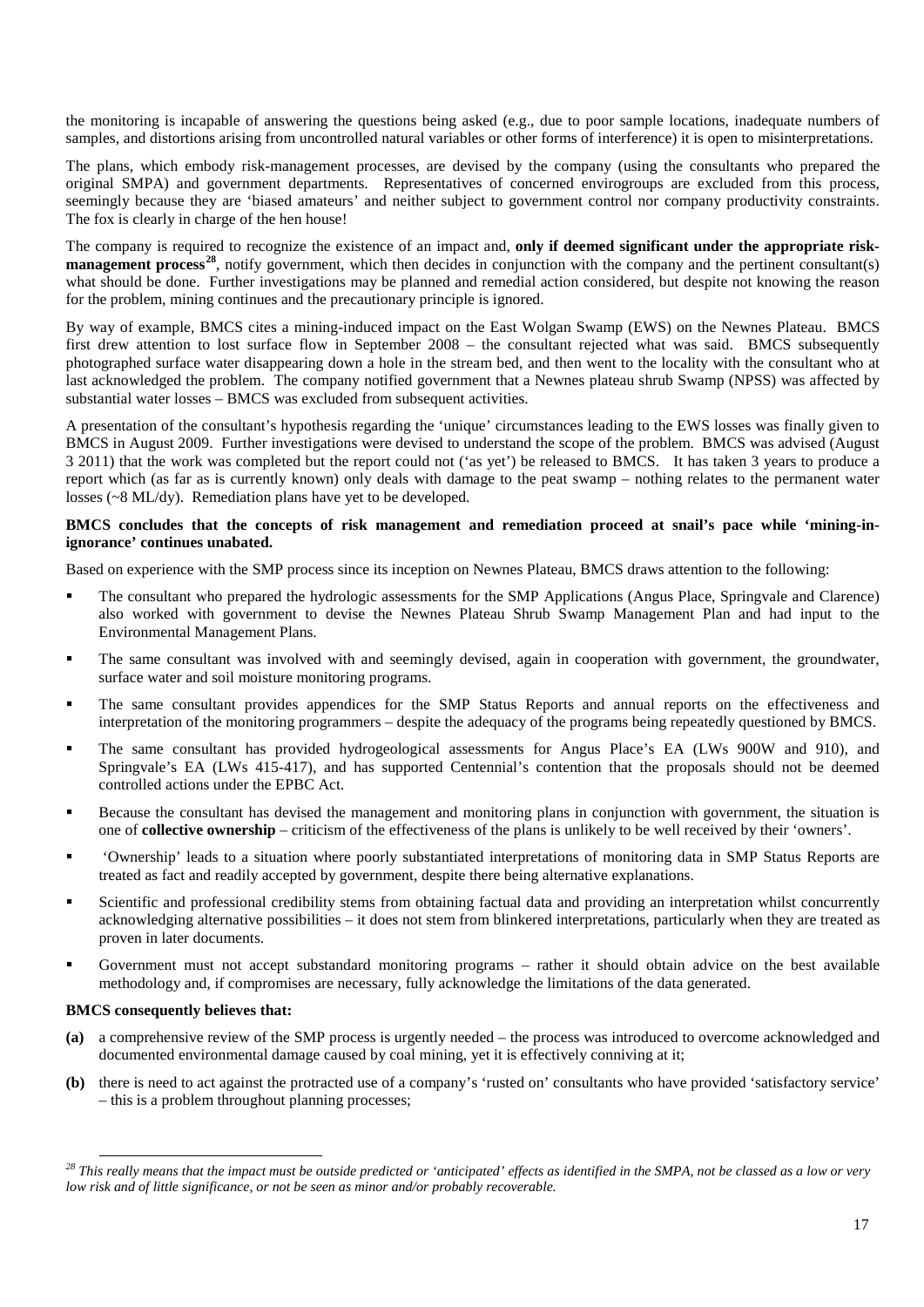the monitoring is incapable of answering the questions being asked (e.g., due to poor sample locations, inadequate numbers of samples, and distortions arising from uncontrolled natural variables or other forms of interference) it is open to misinterpretations.

The plans, which embody risk-management processes, are devised by the company (using the consultants who prepared the original SMPA) and government departments. Representatives of concerned envirogroups are excluded from this process, seemingly because they are 'biased amateurs' and neither subject to government control nor company productivity constraints. The fox is clearly in charge of the hen house!

The company is required to recognize the existence of an impact and, **only if deemed significant under the appropriate risk-management process**[28], notify government, which then decides in conjunction with the company and the pertinent consultant(s) what should be done. Further investigations may be planned and remedial action considered, but despite not knowing the reason for the problem, mining continues and the precautionary principle is ignored.

By way of example, BMCS cites a mining-induced impact on the East Wolgan Swamp (EWS) on the Newnes Plateau. BMCS first drew attention to lost surface flow in September 2008 – the consultant rejected what was said. BMCS subsequently photographed surface water disappearing down a hole in the stream bed, and then went to the locality with the consultant who at last acknowledged the problem. The company notified government that a Newnes plateau shrub Swamp (NPSS) was affected by substantial water losses – BMCS was excluded from subsequent activities.

A presentation of the consultant's hypothesis regarding the 'unique' circumstances leading to the EWS losses was finally given to BMCS in August 2009. Further investigations were devised to understand the scope of the problem. BMCS was advised (August 3 2011) that the work was completed but the report could not ('as yet') be released to BMCS. It has taken 3 years to produce a report which (as far as is currently known) only deals with damage to the peat swamp – nothing relates to the permanent water losses (~8 ML/dy). Remediation plans have yet to be developed.

**BMCS concludes that the concepts of risk management and remediation proceed at snail's pace while 'mining-in-ignorance' continues unabated.**

Based on experience with the SMP process since its inception on Newnes Plateau, BMCS draws attention to the following:

- The consultant who prepared the hydrologic assessments for the SMP Applications (Angus Place, Springvale and Clarence) also worked with government to devise the Newnes Plateau Shrub Swamp Management Plan and had input to the Environmental Management Plans.
- The same consultant was involved with and seemingly devised, again in cooperation with government, the groundwater, surface water and soil moisture monitoring programs.
- The same consultant provides appendices for the SMP Status Reports and annual reports on the effectiveness and interpretation of the monitoring programmers – despite the adequacy of the programs being repeatedly questioned by BMCS.
- The same consultant has provided hydrogeological assessments for Angus Place's EA (LWs 900W and 910), and Springvale's EA (LWs 415-417), and has supported Centennial's contention that the proposals should not be deemed controlled actions under the EPBC Act.
- Because the consultant has devised the management and monitoring plans in conjunction with government, the situation is one of **collective ownership** – criticism of the effectiveness of the plans is unlikely to be well received by their 'owners'.
- 'Ownership' leads to a situation where poorly substantiated interpretations of monitoring data in SMP Status Reports are treated as fact and readily accepted by government, despite there being alternative explanations.
- Scientific and professional credibility stems from obtaining factual data and providing an interpretation whilst concurrently acknowledging alternative possibilities – it does not stem from blinkered interpretations, particularly when they are treated as proven in later documents.
- Government must not accept substandard monitoring programs – rather it should obtain advice on the best available methodology and, if compromises are necessary, fully acknowledge the limitations of the data generated.

**BMCS consequently believes that:**

**(a)** a comprehensive review of the SMP process is urgently needed – the process was introduced to overcome acknowledged and documented environmental damage caused by coal mining, yet it is effectively conniving at it;

**(b)** there is need to act against the protracted use of a company's 'rusted on' consultants who have provided 'satisfactory service' – this is a problem throughout planning processes;

*[28] This really means that the impact must be outside predicted or 'anticipated' effects as identified in the SMPA, not be classed as a low or very low risk and of little significance, or not be seen as minor and/or probably recoverable.*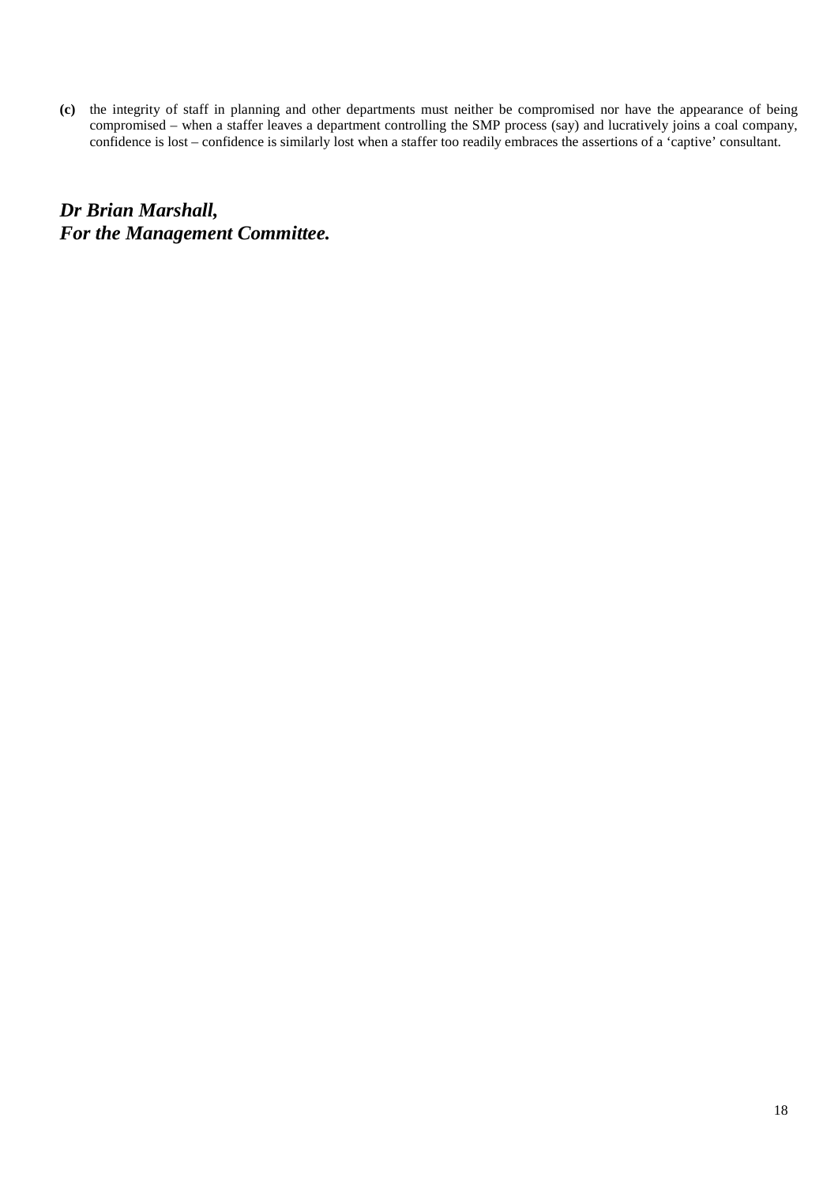**(c)** the integrity of staff in planning and other departments must neither be compromised nor have the appearance of being compromised – when a staffer leaves a department controlling the SMP process (say) and lucratively joins a coal company, confidence is lost – confidence is similarly lost when a staffer too readily embraces the assertions of a 'captive' consultant.

***Dr Brian Marshall,***
***For the Management Committee.***